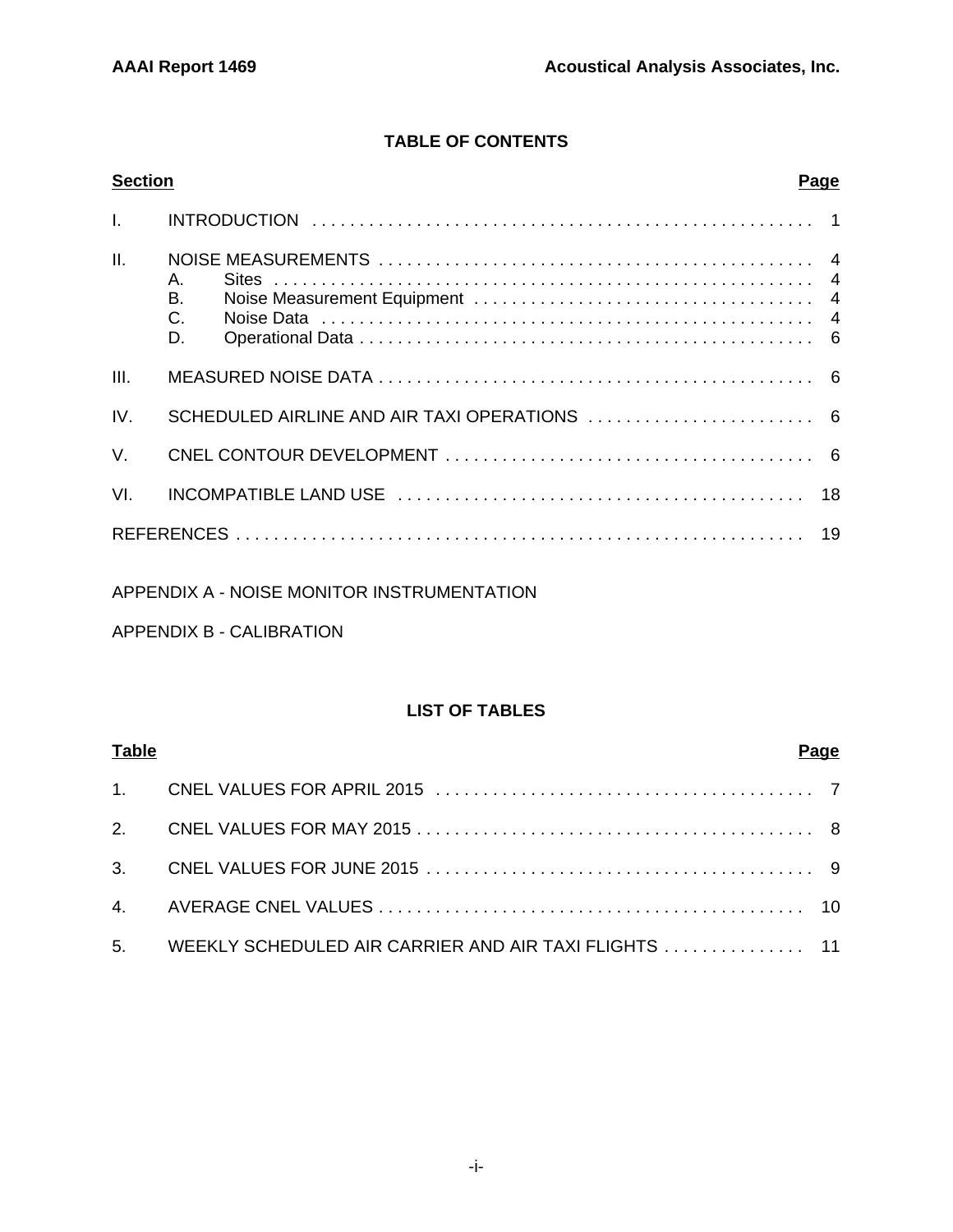## TABLE OF CONTENTS

| Section | | Page |
|---|---|---|
| I. | INTRODUCTION | 1 |
| II. | NOISE MEASUREMENTS | 4 |
| | A. Sites | 4 |
| | B. Noise Measurement Equipment | 4 |
| | C. Noise Data | 4 |
| | D. Operational Data | 6 |
| III. | MEASURED NOISE DATA | 6 |
| IV. | SCHEDULED AIRLINE AND AIR TAXI OPERATIONS | 6 |
| V. | CNEL CONTOUR DEVELOPMENT | 6 |
| VI. | INCOMPATIBLE LAND USE | 18 |
| REFERENCES | | 19 |

APPENDIX A - NOISE MONITOR INSTRUMENTATION

APPENDIX B - CALIBRATION

## LIST OF TABLES

| Table | | Page |
|---|---|---|
| 1. | CNEL VALUES FOR APRIL 2015 | 7 |
| 2. | CNEL VALUES FOR MAY 2015 | 8 |
| 3. | CNEL VALUES FOR JUNE 2015 | 9 |
| 4. | AVERAGE CNEL VALUES | 10 |
| 5. | WEEKLY SCHEDULED AIR CARRIER AND AIR TAXI FLIGHTS | 11 |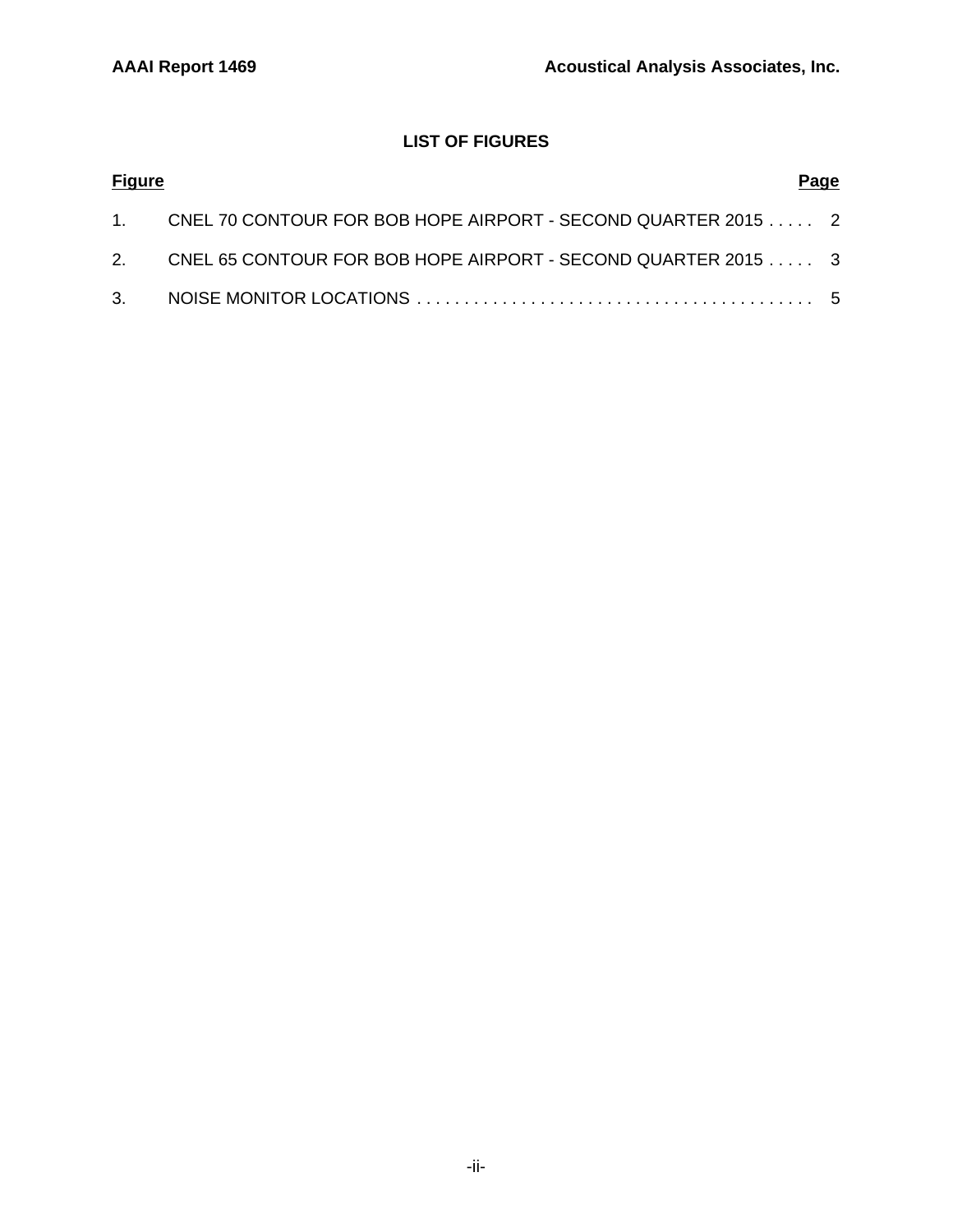## LIST OF FIGURES

| Figure | | Page |
|---|---|---|
| 1. | CNEL 70 CONTOUR FOR BOB HOPE AIRPORT - SECOND QUARTER 2015 | 2 |
| 2. | CNEL 65 CONTOUR FOR BOB HOPE AIRPORT - SECOND QUARTER 2015 | 3 |
| 3. | NOISE MONITOR LOCATIONS | 5 |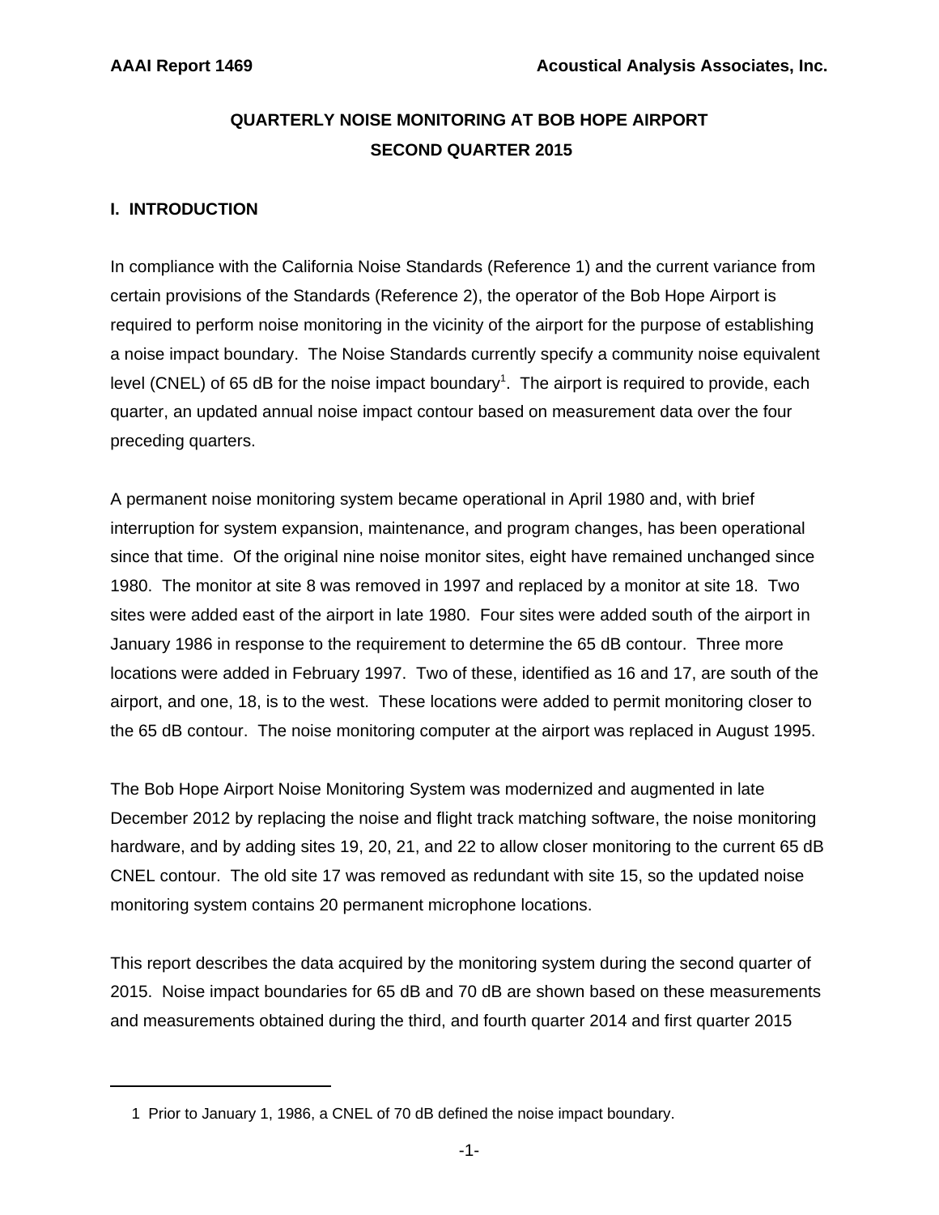# QUARTERLY NOISE MONITORING AT BOB HOPE AIRPORT
## SECOND QUARTER 2015

### I. INTRODUCTION

In compliance with the California Noise Standards (Reference 1) and the current variance from certain provisions of the Standards (Reference 2), the operator of the Bob Hope Airport is required to perform noise monitoring in the vicinity of the airport for the purpose of establishing a noise impact boundary. The Noise Standards currently specify a community noise equivalent level (CNEL) of 65 dB for the noise impact boundary[1]. The airport is required to provide, each quarter, an updated annual noise impact contour based on measurement data over the four preceding quarters.

A permanent noise monitoring system became operational in April 1980 and, with brief interruption for system expansion, maintenance, and program changes, has been operational since that time. Of the original nine noise monitor sites, eight have remained unchanged since 1980. The monitor at site 8 was removed in 1997 and replaced by a monitor at site 18. Two sites were added east of the airport in late 1980. Four sites were added south of the airport in January 1986 in response to the requirement to determine the 65 dB contour. Three more locations were added in February 1997. Two of these, identified as 16 and 17, are south of the airport, and one, 18, is to the west. These locations were added to permit monitoring closer to the 65 dB contour. The noise monitoring computer at the airport was replaced in August 1995.

The Bob Hope Airport Noise Monitoring System was modernized and augmented in late December 2012 by replacing the noise and flight track matching software, the noise monitoring hardware, and by adding sites 19, 20, 21, and 22 to allow closer monitoring to the current 65 dB CNEL contour. The old site 17 was removed as redundant with site 15, so the updated noise monitoring system contains 20 permanent microphone locations.

This report describes the data acquired by the monitoring system during the second quarter of 2015. Noise impact boundaries for 65 dB and 70 dB are shown based on these measurements and measurements obtained during the third, and fourth quarter 2014 and first quarter 2015

---

1 Prior to January 1, 1986, a CNEL of 70 dB defined the noise impact boundary.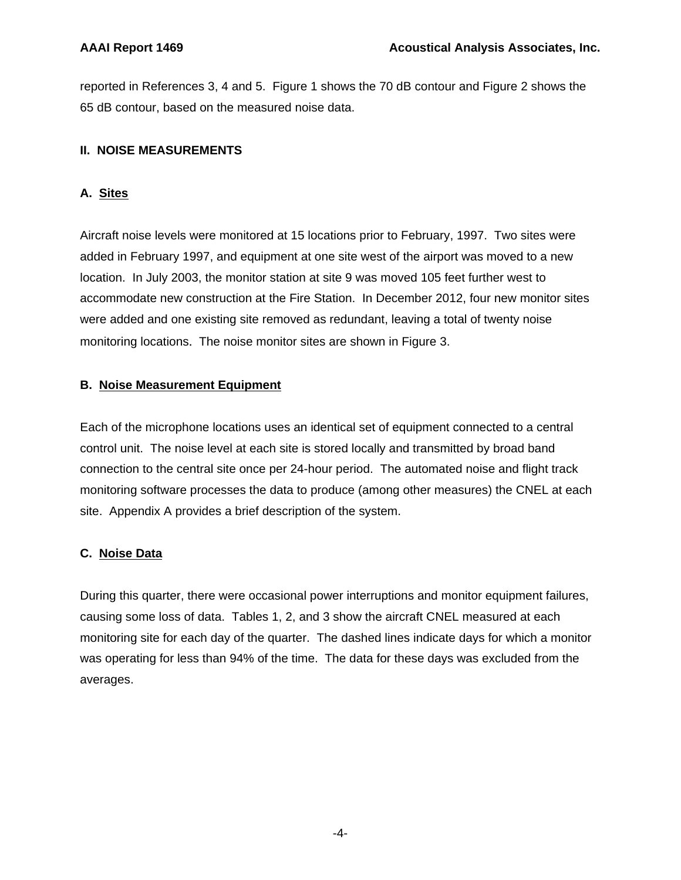reported in References 3, 4 and 5. Figure 1 shows the 70 dB contour and Figure 2 shows the 65 dB contour, based on the measured noise data.

## II. NOISE MEASUREMENTS

### A. <u>Sites</u>

Aircraft noise levels were monitored at 15 locations prior to February, 1997. Two sites were added in February 1997, and equipment at one site west of the airport was moved to a new location. In July 2003, the monitor station at site 9 was moved 105 feet further west to accommodate new construction at the Fire Station. In December 2012, four new monitor sites were added and one existing site removed as redundant, leaving a total of twenty noise monitoring locations. The noise monitor sites are shown in Figure 3.

### B. <u>Noise Measurement Equipment</u>

Each of the microphone locations uses an identical set of equipment connected to a central control unit. The noise level at each site is stored locally and transmitted by broad band connection to the central site once per 24-hour period. The automated noise and flight track monitoring software processes the data to produce (among other measures) the CNEL at each site. Appendix A provides a brief description of the system.

### C. <u>Noise Data</u>

During this quarter, there were occasional power interruptions and monitor equipment failures, causing some loss of data. Tables 1, 2, and 3 show the aircraft CNEL measured at each monitoring site for each day of the quarter. The dashed lines indicate days for which a monitor was operating for less than 94% of the time. The data for these days was excluded from the averages.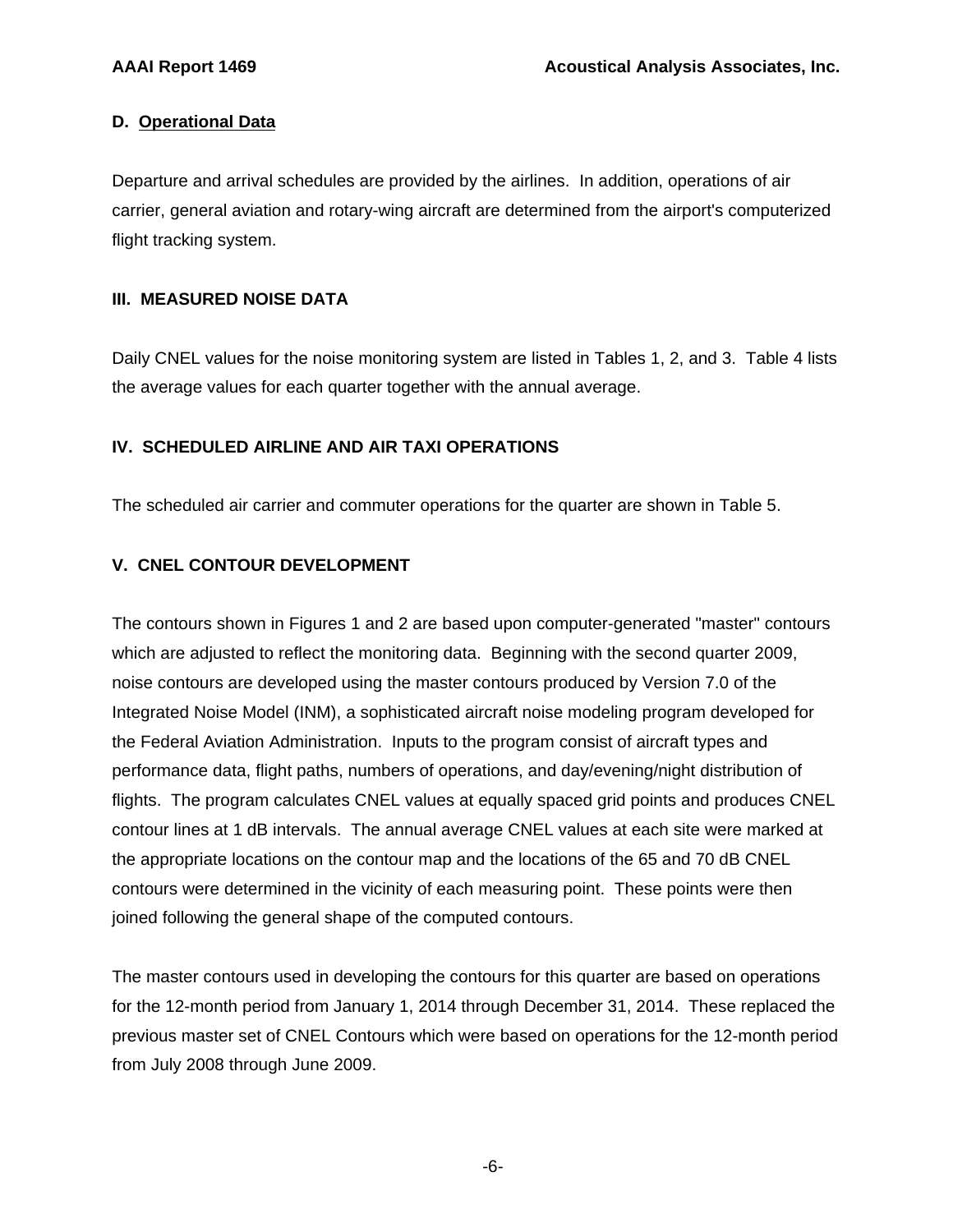### D. Operational Data

Departure and arrival schedules are provided by the airlines. In addition, operations of air carrier, general aviation and rotary-wing aircraft are determined from the airport's computerized flight tracking system.

## III. MEASURED NOISE DATA

Daily CNEL values for the noise monitoring system are listed in Tables 1, 2, and 3. Table 4 lists the average values for each quarter together with the annual average.

## IV. SCHEDULED AIRLINE AND AIR TAXI OPERATIONS

The scheduled air carrier and commuter operations for the quarter are shown in Table 5.

## V. CNEL CONTOUR DEVELOPMENT

The contours shown in Figures 1 and 2 are based upon computer-generated "master" contours which are adjusted to reflect the monitoring data. Beginning with the second quarter 2009, noise contours are developed using the master contours produced by Version 7.0 of the Integrated Noise Model (INM), a sophisticated aircraft noise modeling program developed for the Federal Aviation Administration. Inputs to the program consist of aircraft types and performance data, flight paths, numbers of operations, and day/evening/night distribution of flights. The program calculates CNEL values at equally spaced grid points and produces CNEL contour lines at 1 dB intervals. The annual average CNEL values at each site were marked at the appropriate locations on the contour map and the locations of the 65 and 70 dB CNEL contours were determined in the vicinity of each measuring point. These points were then joined following the general shape of the computed contours.

The master contours used in developing the contours for this quarter are based on operations for the 12-month period from January 1, 2014 through December 31, 2014. These replaced the previous master set of CNEL Contours which were based on operations for the 12-month period from July 2008 through June 2009.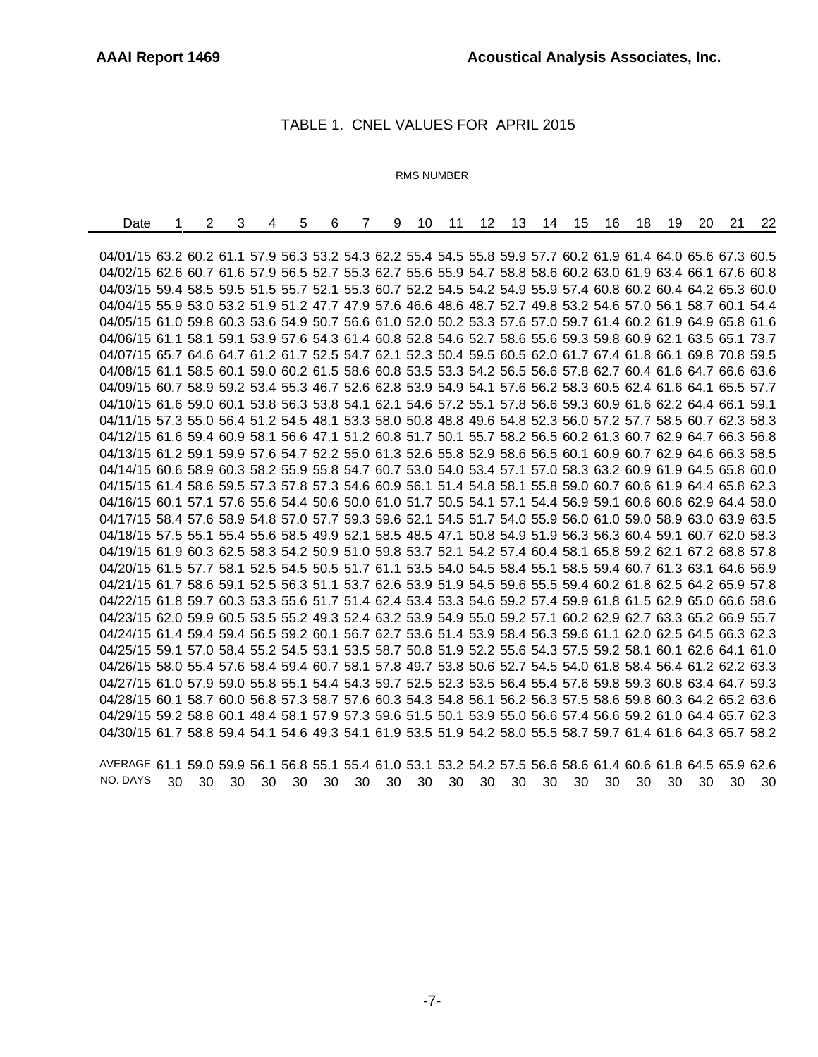# TABLE 1. CNEL VALUES FOR APRIL 2015

RMS NUMBER

| Date | 1 | 2 | 3 | 4 | 5 | 6 | 7 | 9 | 10 | 11 | 12 | 13 | 14 | 15 | 16 | 18 | 19 | 20 | 21 | 22 |
|---|---|---|---|---|---|---|---|---|---|---|---|---|---|---|---|---|---|---|---|---|
| 04/01/15 | 63.2 | 60.2 | 61.1 | 57.9 | 56.3 | 53.2 | 54.3 | 62.2 | 55.4 | 54.5 | 55.8 | 59.9 | 57.7 | 60.2 | 61.9 | 61.4 | 64.0 | 65.6 | 67.3 | 60.5 |
| 04/02/15 | 62.6 | 60.7 | 61.6 | 57.9 | 56.5 | 52.7 | 55.3 | 62.7 | 55.6 | 55.9 | 54.7 | 58.8 | 58.6 | 60.2 | 63.0 | 61.9 | 63.4 | 66.1 | 67.6 | 60.8 |
| 04/03/15 | 59.4 | 58.5 | 59.5 | 51.5 | 55.7 | 52.1 | 55.3 | 60.7 | 52.2 | 54.5 | 54.2 | 54.9 | 55.9 | 57.4 | 60.8 | 60.2 | 60.4 | 64.2 | 65.3 | 60.0 |
| 04/04/15 | 55.9 | 53.0 | 53.2 | 51.9 | 51.2 | 47.7 | 47.9 | 57.6 | 46.6 | 48.6 | 48.7 | 52.7 | 49.8 | 53.2 | 54.6 | 57.0 | 56.1 | 58.7 | 60.1 | 54.4 |
| 04/05/15 | 61.0 | 59.8 | 60.3 | 53.6 | 54.9 | 50.7 | 56.6 | 61.0 | 52.0 | 50.2 | 53.3 | 57.6 | 57.0 | 59.7 | 61.4 | 60.2 | 61.9 | 64.9 | 65.8 | 61.6 |
| 04/06/15 | 61.1 | 58.1 | 59.1 | 53.9 | 57.6 | 54.3 | 61.4 | 60.8 | 52.8 | 54.6 | 52.7 | 58.6 | 55.6 | 59.3 | 59.8 | 60.9 | 62.1 | 63.5 | 65.1 | 73.7 |
| 04/07/15 | 65.7 | 64.6 | 64.7 | 61.2 | 61.7 | 52.5 | 54.7 | 62.1 | 52.3 | 50.4 | 59.5 | 60.5 | 62.0 | 61.7 | 67.4 | 61.8 | 66.1 | 69.8 | 70.8 | 59.5 |
| 04/08/15 | 61.1 | 58.5 | 60.1 | 59.0 | 60.2 | 61.5 | 58.6 | 60.8 | 53.5 | 53.3 | 54.2 | 56.5 | 56.6 | 57.8 | 62.7 | 60.4 | 61.6 | 64.7 | 66.6 | 63.6 |
| 04/09/15 | 60.7 | 58.9 | 59.2 | 53.4 | 55.3 | 46.7 | 52.6 | 62.8 | 53.9 | 54.9 | 54.1 | 57.6 | 56.2 | 58.3 | 60.5 | 62.4 | 61.6 | 64.1 | 65.5 | 57.7 |
| 04/10/15 | 61.6 | 59.0 | 60.1 | 53.8 | 56.3 | 53.8 | 54.1 | 62.1 | 54.6 | 57.2 | 55.1 | 57.8 | 56.6 | 59.3 | 60.9 | 61.6 | 62.2 | 64.4 | 66.1 | 59.1 |
| 04/11/15 | 57.3 | 55.0 | 56.4 | 51.2 | 54.5 | 48.1 | 53.3 | 58.0 | 50.8 | 48.8 | 49.6 | 54.8 | 52.3 | 56.0 | 57.2 | 57.7 | 58.5 | 60.7 | 62.3 | 58.3 |
| 04/12/15 | 61.6 | 59.4 | 60.9 | 58.1 | 56.6 | 47.1 | 51.2 | 60.8 | 51.7 | 50.1 | 55.7 | 58.2 | 56.5 | 60.2 | 61.3 | 60.7 | 62.9 | 64.7 | 66.3 | 56.8 |
| 04/13/15 | 61.2 | 59.1 | 59.9 | 57.6 | 54.7 | 52.2 | 55.0 | 61.3 | 52.6 | 55.8 | 52.9 | 58.6 | 56.5 | 60.1 | 60.9 | 60.7 | 62.9 | 64.6 | 66.3 | 58.5 |
| 04/14/15 | 60.6 | 58.9 | 60.3 | 58.2 | 55.9 | 55.8 | 54.7 | 60.7 | 53.0 | 54.0 | 53.4 | 57.1 | 57.0 | 58.3 | 63.2 | 60.9 | 61.9 | 64.5 | 65.8 | 60.0 |
| 04/15/15 | 61.4 | 58.6 | 59.5 | 57.3 | 57.8 | 57.3 | 54.6 | 60.9 | 56.1 | 51.4 | 54.8 | 58.1 | 55.8 | 59.0 | 60.7 | 60.6 | 61.9 | 64.4 | 65.8 | 62.3 |
| 04/16/15 | 60.1 | 57.1 | 57.6 | 55.6 | 54.4 | 50.6 | 50.0 | 61.0 | 51.7 | 50.5 | 54.1 | 57.1 | 54.4 | 56.9 | 59.1 | 60.6 | 60.6 | 62.9 | 64.4 | 58.0 |
| 04/17/15 | 58.4 | 57.6 | 58.9 | 54.8 | 57.0 | 57.7 | 59.3 | 59.6 | 52.1 | 54.5 | 51.7 | 54.0 | 55.9 | 56.0 | 61.0 | 59.0 | 58.9 | 63.0 | 63.9 | 63.5 |
| 04/18/15 | 57.5 | 55.1 | 55.4 | 55.6 | 58.5 | 49.9 | 52.1 | 58.5 | 48.5 | 47.1 | 50.8 | 54.9 | 51.9 | 56.3 | 56.3 | 60.4 | 59.1 | 60.7 | 62.0 | 58.3 |
| 04/19/15 | 61.9 | 60.3 | 62.5 | 58.3 | 54.2 | 50.9 | 51.0 | 59.8 | 53.7 | 52.1 | 54.2 | 57.4 | 60.4 | 58.1 | 65.8 | 59.2 | 62.1 | 67.2 | 68.8 | 57.8 |
| 04/20/15 | 61.5 | 57.7 | 58.1 | 52.5 | 54.5 | 50.5 | 51.7 | 61.1 | 53.5 | 54.0 | 54.5 | 58.4 | 55.1 | 58.5 | 59.4 | 60.7 | 61.3 | 63.1 | 64.6 | 56.9 |
| 04/21/15 | 61.7 | 58.6 | 59.1 | 52.5 | 56.3 | 51.1 | 53.7 | 62.6 | 53.9 | 51.9 | 54.5 | 59.6 | 55.5 | 59.4 | 60.2 | 61.8 | 62.5 | 64.2 | 65.9 | 57.8 |
| 04/22/15 | 61.8 | 59.7 | 60.3 | 53.3 | 55.6 | 51.7 | 51.4 | 62.4 | 53.4 | 53.3 | 54.6 | 59.2 | 57.4 | 59.9 | 61.8 | 61.5 | 62.9 | 65.0 | 66.6 | 58.6 |
| 04/23/15 | 62.0 | 59.9 | 60.5 | 53.5 | 55.2 | 49.3 | 52.4 | 63.2 | 53.9 | 54.9 | 55.0 | 59.2 | 57.1 | 60.2 | 62.9 | 62.7 | 63.3 | 65.2 | 66.9 | 55.7 |
| 04/24/15 | 61.4 | 59.4 | 59.4 | 56.5 | 59.2 | 60.1 | 56.7 | 62.7 | 53.6 | 51.4 | 53.9 | 58.4 | 56.3 | 59.6 | 61.1 | 62.0 | 62.5 | 64.5 | 66.3 | 62.3 |
| 04/25/15 | 59.1 | 57.0 | 58.4 | 55.2 | 54.5 | 53.1 | 53.5 | 58.7 | 50.8 | 51.9 | 52.2 | 55.6 | 54.3 | 57.5 | 59.2 | 58.1 | 60.1 | 62.6 | 64.1 | 61.0 |
| 04/26/15 | 58.0 | 55.4 | 57.6 | 58.4 | 59.4 | 60.7 | 58.1 | 57.8 | 49.7 | 53.8 | 50.6 | 52.7 | 54.5 | 54.0 | 61.8 | 58.4 | 56.4 | 61.2 | 62.2 | 63.3 |
| 04/27/15 | 61.0 | 57.9 | 59.0 | 55.8 | 55.1 | 54.4 | 54.3 | 59.7 | 52.5 | 52.3 | 53.5 | 56.4 | 55.4 | 57.6 | 59.8 | 59.3 | 60.8 | 63.4 | 64.7 | 59.3 |
| 04/28/15 | 60.1 | 58.7 | 60.0 | 56.8 | 57.3 | 58.7 | 57.6 | 60.3 | 54.3 | 54.8 | 56.1 | 56.2 | 56.3 | 57.5 | 58.6 | 59.8 | 60.3 | 64.2 | 65.2 | 63.6 |
| 04/29/15 | 59.2 | 58.8 | 60.1 | 48.4 | 58.1 | 57.9 | 57.3 | 59.6 | 51.5 | 50.1 | 53.9 | 55.0 | 56.6 | 57.4 | 56.6 | 59.2 | 61.0 | 64.4 | 65.7 | 62.3 |
| 04/30/15 | 61.7 | 58.8 | 59.4 | 54.1 | 54.6 | 49.3 | 54.1 | 61.9 | 53.5 | 51.9 | 54.2 | 58.0 | 55.5 | 58.7 | 59.7 | 61.4 | 61.6 | 64.3 | 65.7 | 58.2 |
| AVERAGE | 61.1 | 59.0 | 59.9 | 56.1 | 56.8 | 55.1 | 55.4 | 61.0 | 53.1 | 53.2 | 54.2 | 57.5 | 56.6 | 58.6 | 61.4 | 60.6 | 61.8 | 64.5 | 65.9 | 62.6 |
| NO. DAYS | 30 | 30 | 30 | 30 | 30 | 30 | 30 | 30 | 30 | 30 | 30 | 30 | 30 | 30 | 30 | 30 | 30 | 30 | 30 | 30 |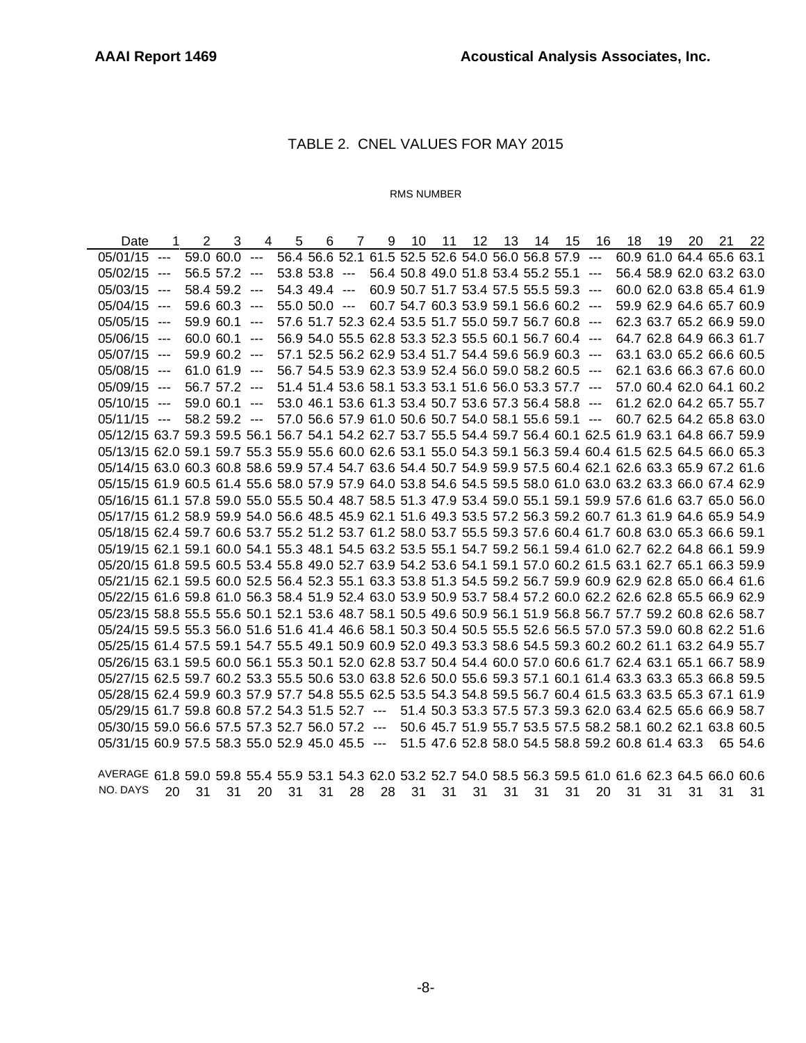# TABLE 2. CNEL VALUES FOR MAY 2015

RMS NUMBER

| Date | 1 | 2 | 3 | 4 | 5 | 6 | 7 | 9 | 10 | 11 | 12 | 13 | 14 | 15 | 16 | 18 | 19 | 20 | 21 | 22 |
|---|---|---|---|---|---|---|---|---|---|---|---|---|---|---|---|---|---|---|---|---|
| 05/01/15 | --- | 59.0 | 60.0 | --- | 56.4 | 56.6 | 52.1 | 61.5 | 52.5 | 52.6 | 54.0 | 56.0 | 56.8 | 57.9 | --- | 60.9 | 61.0 | 64.4 | 65.6 | 63.1 |
| 05/02/15 | --- | 56.5 | 57.2 | --- | 53.8 | 53.8 | --- | 56.4 | 50.8 | 49.0 | 51.8 | 53.4 | 55.2 | 55.1 | --- | 56.4 | 58.9 | 62.0 | 63.2 | 63.0 |
| 05/03/15 | --- | 58.4 | 59.2 | --- | 54.3 | 49.4 | --- | 60.9 | 50.7 | 51.7 | 53.4 | 57.5 | 55.5 | 59.3 | --- | 60.0 | 62.0 | 63.8 | 65.4 | 61.9 |
| 05/04/15 | --- | 59.6 | 60.3 | --- | 55.0 | 50.0 | --- | 60.7 | 54.7 | 60.3 | 53.9 | 59.1 | 56.6 | 60.2 | --- | 59.9 | 62.9 | 64.6 | 65.7 | 60.9 |
| 05/05/15 | --- | 59.9 | 60.1 | --- | 57.6 | 51.7 | 52.3 | 62.4 | 53.5 | 51.7 | 55.0 | 59.7 | 56.7 | 60.8 | --- | 62.3 | 63.7 | 65.2 | 66.9 | 59.0 |
| 05/06/15 | --- | 60.0 | 60.1 | --- | 56.9 | 54.0 | 55.5 | 62.8 | 53.3 | 52.3 | 55.5 | 60.1 | 56.7 | 60.4 | --- | 64.7 | 62.8 | 64.9 | 66.3 | 61.7 |
| 05/07/15 | --- | 59.9 | 60.2 | --- | 57.1 | 52.5 | 56.2 | 62.9 | 53.4 | 51.7 | 54.4 | 59.6 | 56.9 | 60.3 | --- | 63.1 | 63.0 | 65.2 | 66.6 | 60.5 |
| 05/08/15 | --- | 61.0 | 61.9 | --- | 56.7 | 54.5 | 53.9 | 62.3 | 53.9 | 52.4 | 56.0 | 59.0 | 58.2 | 60.5 | --- | 62.1 | 63.6 | 66.3 | 67.6 | 60.0 |
| 05/09/15 | --- | 56.7 | 57.2 | --- | 51.4 | 51.4 | 53.6 | 58.1 | 53.3 | 53.1 | 51.6 | 56.0 | 53.3 | 57.7 | --- | 57.0 | 60.4 | 62.0 | 64.1 | 60.2 |
| 05/10/15 | --- | 59.0 | 60.1 | --- | 53.0 | 46.1 | 53.6 | 61.3 | 53.4 | 50.7 | 53.6 | 57.3 | 56.4 | 58.8 | --- | 61.2 | 62.0 | 64.2 | 65.7 | 55.7 |
| 05/11/15 | --- | 58.2 | 59.2 | --- | 57.0 | 56.6 | 57.9 | 61.0 | 50.6 | 50.7 | 54.0 | 58.1 | 55.6 | 59.1 | --- | 60.7 | 62.5 | 64.2 | 65.8 | 63.0 |
| 05/12/15 | 63.7 | 59.3 | 59.5 | 56.1 | 56.7 | 54.1 | 54.2 | 62.7 | 53.7 | 55.5 | 54.4 | 59.7 | 56.4 | 60.1 | 62.5 | 61.9 | 63.1 | 64.8 | 66.7 | 59.9 |
| 05/13/15 | 62.0 | 59.1 | 59.7 | 55.3 | 55.9 | 55.6 | 60.0 | 62.6 | 53.1 | 55.0 | 54.3 | 59.1 | 56.3 | 59.4 | 60.4 | 61.5 | 62.5 | 64.5 | 66.0 | 65.3 |
| 05/14/15 | 63.0 | 60.3 | 60.8 | 58.6 | 59.9 | 57.4 | 54.7 | 63.6 | 54.4 | 50.7 | 54.9 | 59.9 | 57.5 | 60.4 | 62.1 | 62.6 | 63.3 | 65.9 | 67.2 | 61.6 |
| 05/15/15 | 61.9 | 60.5 | 61.4 | 55.6 | 58.0 | 57.9 | 57.9 | 64.0 | 53.8 | 54.6 | 54.5 | 59.5 | 58.0 | 61.0 | 63.0 | 63.2 | 63.3 | 66.0 | 67.4 | 62.9 |
| 05/16/15 | 61.1 | 57.8 | 59.0 | 55.0 | 55.5 | 50.4 | 48.7 | 58.5 | 51.3 | 47.9 | 53.4 | 59.0 | 55.1 | 59.1 | 59.9 | 57.6 | 61.6 | 63.7 | 65.0 | 56.0 |
| 05/17/15 | 61.2 | 58.9 | 59.9 | 54.0 | 56.6 | 48.5 | 45.9 | 62.1 | 51.6 | 49.3 | 53.5 | 57.2 | 56.3 | 59.2 | 60.7 | 61.3 | 61.9 | 64.6 | 65.9 | 54.9 |
| 05/18/15 | 62.4 | 59.7 | 60.6 | 53.7 | 55.2 | 51.2 | 53.7 | 61.2 | 58.0 | 53.7 | 55.5 | 59.3 | 57.6 | 60.4 | 61.7 | 60.8 | 63.0 | 65.3 | 66.6 | 59.1 |
| 05/19/15 | 62.1 | 59.1 | 60.0 | 54.1 | 55.3 | 48.1 | 54.5 | 63.2 | 53.5 | 55.1 | 54.7 | 59.2 | 56.1 | 59.4 | 61.0 | 62.7 | 62.2 | 64.8 | 66.1 | 59.9 |
| 05/20/15 | 61.8 | 59.5 | 60.5 | 53.4 | 55.8 | 49.0 | 52.7 | 63.9 | 54.2 | 53.6 | 54.1 | 59.1 | 57.0 | 60.2 | 61.5 | 63.1 | 62.7 | 65.1 | 66.3 | 59.9 |
| 05/21/15 | 62.1 | 59.5 | 60.0 | 52.5 | 56.4 | 52.3 | 55.1 | 63.3 | 53.8 | 51.3 | 54.5 | 59.2 | 56.7 | 59.9 | 60.9 | 62.9 | 62.8 | 65.0 | 66.4 | 61.6 |
| 05/22/15 | 61.6 | 59.8 | 61.0 | 56.3 | 58.4 | 51.9 | 52.4 | 63.0 | 53.9 | 50.9 | 53.7 | 58.4 | 57.2 | 60.0 | 62.2 | 62.6 | 62.8 | 65.5 | 66.9 | 62.9 |
| 05/23/15 | 58.8 | 55.5 | 55.6 | 50.1 | 52.1 | 53.6 | 48.7 | 58.1 | 50.5 | 49.6 | 50.9 | 56.1 | 51.9 | 56.8 | 56.7 | 57.7 | 59.2 | 60.8 | 62.6 | 58.7 |
| 05/24/15 | 59.5 | 55.3 | 56.0 | 51.6 | 51.6 | 41.4 | 46.6 | 58.1 | 50.3 | 50.4 | 50.5 | 55.5 | 52.6 | 56.5 | 57.0 | 57.3 | 59.0 | 60.8 | 62.2 | 51.6 |
| 05/25/15 | 61.4 | 57.5 | 59.1 | 54.7 | 55.5 | 49.1 | 50.9 | 60.9 | 52.0 | 49.3 | 53.3 | 58.6 | 54.5 | 59.3 | 60.2 | 60.2 | 61.1 | 63.2 | 64.9 | 55.7 |
| 05/26/15 | 63.1 | 59.5 | 60.0 | 56.1 | 55.3 | 50.1 | 52.0 | 62.8 | 53.7 | 50.4 | 54.4 | 60.0 | 57.0 | 60.6 | 61.7 | 62.4 | 63.1 | 65.1 | 66.7 | 58.9 |
| 05/27/15 | 62.5 | 59.7 | 60.2 | 53.3 | 55.5 | 50.6 | 53.0 | 63.8 | 52.6 | 50.0 | 55.6 | 59.3 | 57.1 | 60.1 | 61.4 | 63.3 | 63.3 | 65.3 | 66.8 | 59.5 |
| 05/28/15 | 62.4 | 59.9 | 60.3 | 57.9 | 57.7 | 54.8 | 55.5 | 62.5 | 53.5 | 54.3 | 54.8 | 59.5 | 56.7 | 60.4 | 61.5 | 63.3 | 63.5 | 65.3 | 67.1 | 61.9 |
| 05/29/15 | 61.7 | 59.8 | 60.8 | 57.2 | 54.3 | 51.5 | 52.7 | --- | 51.4 | 50.3 | 53.3 | 57.5 | 57.3 | 59.3 | 62.0 | 63.4 | 62.5 | 65.6 | 66.9 | 58.7 |
| 05/30/15 | 59.0 | 56.6 | 57.5 | 57.3 | 52.7 | 56.0 | 57.2 | --- | 50.6 | 45.7 | 51.9 | 55.7 | 53.5 | 57.5 | 58.2 | 58.1 | 60.2 | 62.1 | 63.8 | 60.5 |
| 05/31/15 | 60.9 | 57.5 | 58.3 | 55.0 | 52.9 | 45.0 | 45.5 | --- | 51.5 | 47.6 | 52.8 | 58.0 | 54.5 | 58.8 | 59.2 | 60.8 | 61.4 | 63.3 | 65 | 54.6 |
| AVERAGE | 61.8 | 59.0 | 59.8 | 55.4 | 55.9 | 53.1 | 54.3 | 62.0 | 53.2 | 52.7 | 54.0 | 58.5 | 56.3 | 59.5 | 61.0 | 61.6 | 62.3 | 64.5 | 66.0 | 60.6 |
| NO. DAYS | 20 | 31 | 31 | 20 | 31 | 31 | 28 | 28 | 31 | 31 | 31 | 31 | 31 | 31 | 20 | 31 | 31 | 31 | 31 | 31 |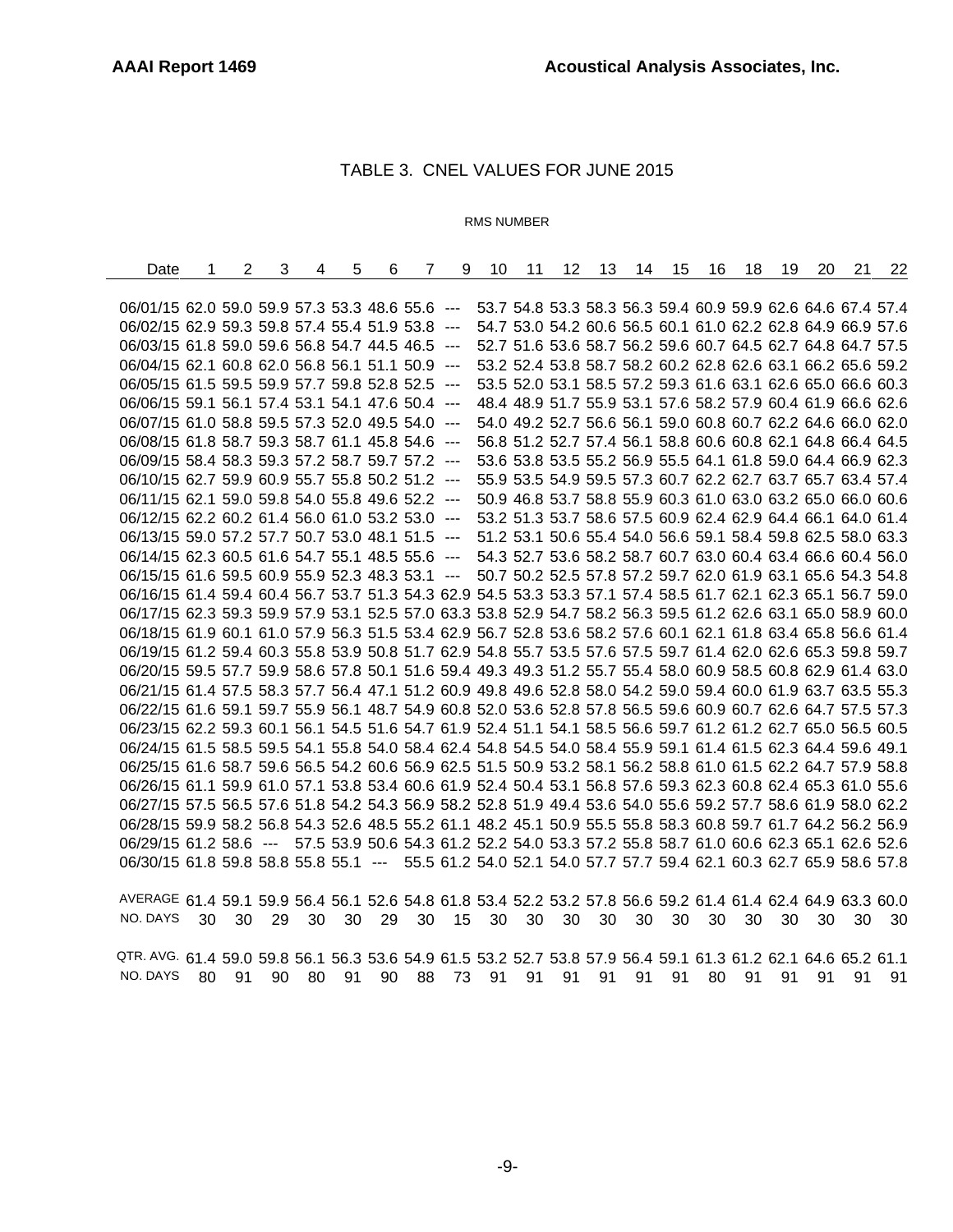# TABLE 3. CNEL VALUES FOR JUNE 2015

RMS NUMBER

| Date | 1 | 2 | 3 | 4 | 5 | 6 | 7 | 9 | 10 | 11 | 12 | 13 | 14 | 15 | 16 | 18 | 19 | 20 | 21 | 22 |
|---|---|---|---|---|---|---|---|---|---|---|---|---|---|---|---|---|---|---|---|---|
| 06/01/15 | 62.0 | 59.0 | 59.9 | 57.3 | 53.3 | 48.6 | 55.6 | --- | 53.7 | 54.8 | 53.3 | 58.3 | 56.3 | 59.4 | 60.9 | 59.9 | 62.6 | 64.6 | 67.4 | 57.4 |
| 06/02/15 | 62.9 | 59.3 | 59.8 | 57.4 | 55.4 | 51.9 | 53.8 | --- | 54.7 | 53.0 | 54.2 | 60.6 | 56.5 | 60.1 | 61.0 | 62.2 | 62.8 | 64.9 | 66.9 | 57.6 |
| 06/03/15 | 61.8 | 59.0 | 59.6 | 56.8 | 54.7 | 44.5 | 46.5 | --- | 52.7 | 51.6 | 53.6 | 58.7 | 56.2 | 59.6 | 60.7 | 64.5 | 62.7 | 64.8 | 64.7 | 57.5 |
| 06/04/15 | 62.1 | 60.8 | 62.0 | 56.8 | 56.1 | 51.1 | 50.9 | --- | 53.2 | 52.4 | 53.8 | 58.7 | 58.2 | 60.2 | 62.8 | 62.6 | 63.1 | 66.2 | 65.6 | 59.2 |
| 06/05/15 | 61.5 | 59.5 | 59.9 | 57.7 | 59.8 | 52.8 | 52.5 | --- | 53.5 | 52.0 | 53.1 | 58.5 | 57.2 | 59.3 | 61.6 | 63.1 | 62.6 | 65.0 | 66.6 | 60.3 |
| 06/06/15 | 59.1 | 56.1 | 57.4 | 53.1 | 54.1 | 47.6 | 50.4 | --- | 48.4 | 48.9 | 51.7 | 55.9 | 53.1 | 57.6 | 58.2 | 57.9 | 60.4 | 61.9 | 66.6 | 62.6 |
| 06/07/15 | 61.0 | 58.8 | 59.5 | 57.3 | 52.0 | 49.5 | 54.0 | --- | 54.0 | 49.2 | 52.7 | 56.6 | 56.1 | 59.0 | 60.8 | 60.7 | 62.2 | 64.6 | 66.0 | 62.0 |
| 06/08/15 | 61.8 | 58.7 | 59.3 | 58.7 | 61.1 | 45.8 | 54.6 | --- | 56.8 | 51.2 | 52.7 | 57.4 | 56.1 | 58.8 | 60.6 | 60.8 | 62.1 | 64.8 | 66.4 | 64.5 |
| 06/09/15 | 58.4 | 58.3 | 59.3 | 57.2 | 58.7 | 59.7 | 57.2 | --- | 53.6 | 53.8 | 53.5 | 55.2 | 56.9 | 55.5 | 64.1 | 61.8 | 59.0 | 64.4 | 66.9 | 62.3 |
| 06/10/15 | 62.7 | 59.9 | 60.9 | 55.7 | 55.8 | 50.2 | 51.2 | --- | 55.9 | 53.5 | 54.9 | 59.5 | 57.3 | 60.7 | 62.2 | 62.7 | 63.7 | 65.7 | 63.4 | 57.4 |
| 06/11/15 | 62.1 | 59.0 | 59.8 | 54.0 | 55.8 | 49.6 | 52.2 | --- | 50.9 | 46.8 | 53.7 | 58.8 | 55.9 | 60.3 | 61.0 | 63.0 | 63.2 | 65.0 | 66.0 | 60.6 |
| 06/12/15 | 62.2 | 60.2 | 61.4 | 56.0 | 61.0 | 53.2 | 53.0 | --- | 53.2 | 51.3 | 53.7 | 58.6 | 57.5 | 60.9 | 62.4 | 62.9 | 64.4 | 66.1 | 64.0 | 61.4 |
| 06/13/15 | 59.0 | 57.2 | 57.7 | 50.7 | 53.0 | 48.1 | 51.5 | --- | 51.2 | 53.1 | 50.6 | 55.4 | 54.0 | 56.6 | 59.1 | 58.4 | 59.8 | 62.5 | 58.0 | 63.3 |
| 06/14/15 | 62.3 | 60.5 | 61.6 | 54.7 | 55.1 | 48.5 | 55.6 | --- | 54.3 | 52.7 | 53.6 | 58.2 | 58.7 | 60.7 | 63.0 | 60.4 | 63.4 | 66.6 | 60.4 | 56.0 |
| 06/15/15 | 61.6 | 59.5 | 60.9 | 55.9 | 52.3 | 48.3 | 53.1 | --- | 50.7 | 50.2 | 52.5 | 57.8 | 57.2 | 59.7 | 62.0 | 61.9 | 63.1 | 65.6 | 54.3 | 54.8 |
| 06/16/15 | 61.4 | 59.4 | 60.4 | 56.7 | 53.7 | 51.3 | 54.3 | 62.9 | 54.5 | 53.3 | 53.3 | 57.1 | 57.4 | 58.5 | 61.7 | 62.1 | 62.3 | 65.1 | 56.7 | 59.0 |
| 06/17/15 | 62.3 | 59.3 | 59.9 | 57.9 | 53.1 | 52.5 | 57.0 | 63.3 | 53.8 | 52.9 | 54.7 | 58.2 | 56.3 | 59.5 | 61.2 | 62.6 | 63.1 | 65.0 | 58.9 | 60.0 |
| 06/18/15 | 61.9 | 60.1 | 61.0 | 57.9 | 56.3 | 51.5 | 53.4 | 62.9 | 56.7 | 52.8 | 53.6 | 58.2 | 57.6 | 60.1 | 62.1 | 61.8 | 63.4 | 65.8 | 56.6 | 61.4 |
| 06/19/15 | 61.2 | 59.4 | 60.3 | 55.8 | 53.9 | 50.8 | 51.7 | 62.9 | 54.8 | 55.7 | 53.5 | 57.6 | 57.5 | 59.7 | 61.4 | 62.0 | 62.6 | 65.3 | 59.8 | 59.7 |
| 06/20/15 | 59.5 | 57.7 | 59.9 | 58.6 | 57.8 | 50.1 | 51.6 | 59.4 | 49.3 | 49.3 | 51.2 | 55.7 | 55.4 | 58.0 | 60.9 | 58.5 | 60.8 | 62.9 | 61.4 | 63.0 |
| 06/21/15 | 61.4 | 57.5 | 58.3 | 57.7 | 56.4 | 47.1 | 51.2 | 60.9 | 49.8 | 49.6 | 52.8 | 58.0 | 54.2 | 59.0 | 59.4 | 60.0 | 61.9 | 63.7 | 63.5 | 55.3 |
| 06/22/15 | 61.6 | 59.1 | 59.7 | 55.9 | 56.1 | 48.7 | 54.9 | 60.8 | 52.0 | 53.6 | 52.8 | 57.8 | 56.5 | 59.6 | 60.9 | 60.7 | 62.6 | 64.7 | 57.5 | 57.3 |
| 06/23/15 | 62.2 | 59.3 | 60.1 | 56.1 | 54.5 | 51.6 | 54.7 | 61.9 | 52.4 | 51.1 | 54.1 | 58.5 | 56.6 | 59.7 | 61.2 | 61.2 | 62.7 | 65.0 | 56.5 | 60.5 |
| 06/24/15 | 61.5 | 58.5 | 59.5 | 54.1 | 55.8 | 54.0 | 58.4 | 62.4 | 54.8 | 54.5 | 54.0 | 58.4 | 55.9 | 59.1 | 61.4 | 61.5 | 62.3 | 64.4 | 59.6 | 49.1 |
| 06/25/15 | 61.6 | 58.7 | 59.6 | 56.5 | 54.2 | 60.6 | 56.9 | 62.5 | 51.5 | 50.9 | 53.2 | 58.1 | 56.2 | 58.8 | 61.0 | 61.5 | 62.2 | 64.7 | 57.9 | 58.8 |
| 06/26/15 | 61.1 | 59.9 | 61.0 | 57.1 | 53.8 | 53.4 | 60.6 | 61.9 | 52.4 | 50.4 | 53.1 | 56.8 | 57.6 | 59.3 | 62.3 | 60.8 | 62.4 | 65.3 | 61.0 | 55.6 |
| 06/27/15 | 57.5 | 56.5 | 57.6 | 51.8 | 54.2 | 54.3 | 56.9 | 58.2 | 52.8 | 51.9 | 49.4 | 53.6 | 54.0 | 55.6 | 59.2 | 57.7 | 58.6 | 61.9 | 58.0 | 62.2 |
| 06/28/15 | 59.9 | 58.2 | 56.8 | 54.3 | 52.6 | 48.5 | 55.2 | 61.1 | 48.2 | 45.1 | 50.9 | 55.5 | 55.8 | 58.3 | 60.8 | 59.7 | 61.7 | 64.2 | 56.2 | 56.9 |
| 06/29/15 | 61.2 | 58.6 | --- | 57.5 | 53.9 | 50.6 | 54.3 | 61.2 | 52.2 | 54.0 | 53.3 | 57.2 | 55.8 | 58.7 | 61.0 | 60.6 | 62.3 | 65.1 | 62.6 | 52.6 |
| 06/30/15 | 61.8 | 59.8 | 58.8 | 55.8 | 55.1 | --- | 55.5 | 61.2 | 54.0 | 52.1 | 54.0 | 57.7 | 57.7 | 59.4 | 62.1 | 60.3 | 62.7 | 65.9 | 58.6 | 57.8 |
| | | | | | | | | | | | | | | | | | | | | |
| AVERAGE | 61.4 | 59.1 | 59.9 | 56.4 | 56.1 | 52.6 | 54.8 | 61.8 | 53.4 | 52.2 | 53.2 | 57.8 | 56.6 | 59.2 | 61.4 | 61.4 | 62.4 | 64.9 | 63.3 | 60.0 |
| NO. DAYS | 30 | 30 | 29 | 30 | 30 | 29 | 30 | 15 | 30 | 30 | 30 | 30 | 30 | 30 | 30 | 30 | 30 | 30 | 30 | 30 |
| | | | | | | | | | | | | | | | | | | | | |
| QTR. AVG. | 61.4 | 59.0 | 59.8 | 56.1 | 56.3 | 53.6 | 54.9 | 61.5 | 53.2 | 52.7 | 53.8 | 57.9 | 56.4 | 59.1 | 61.3 | 61.2 | 62.1 | 64.6 | 65.2 | 61.1 |
| NO. DAYS | 80 | 91 | 90 | 80 | 91 | 90 | 88 | 73 | 91 | 91 | 91 | 91 | 91 | 91 | 80 | 91 | 91 | 91 | 91 | 91 |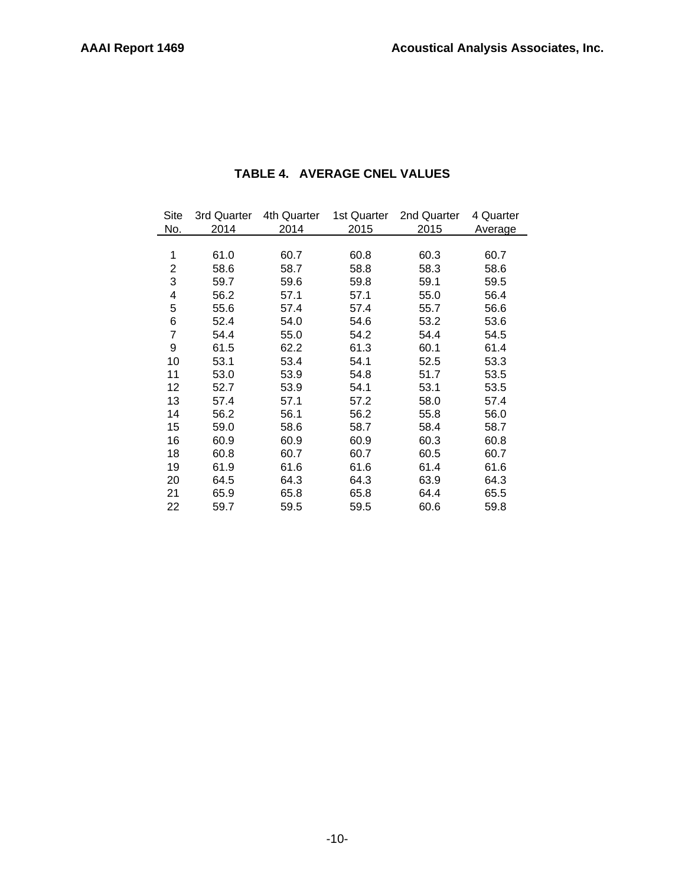## TABLE 4. AVERAGE CNEL VALUES

| Site No. | 3rd Quarter 2014 | 4th Quarter 2014 | 1st Quarter 2015 | 2nd Quarter 2015 | 4 Quarter Average |
|---|---|---|---|---|---|
| 1 | 61.0 | 60.7 | 60.8 | 60.3 | 60.7 |
| 2 | 58.6 | 58.7 | 58.8 | 58.3 | 58.6 |
| 3 | 59.7 | 59.6 | 59.8 | 59.1 | 59.5 |
| 4 | 56.2 | 57.1 | 57.1 | 55.0 | 56.4 |
| 5 | 55.6 | 57.4 | 57.4 | 55.7 | 56.6 |
| 6 | 52.4 | 54.0 | 54.6 | 53.2 | 53.6 |
| 7 | 54.4 | 55.0 | 54.2 | 54.4 | 54.5 |
| 9 | 61.5 | 62.2 | 61.3 | 60.1 | 61.4 |
| 10 | 53.1 | 53.4 | 54.1 | 52.5 | 53.3 |
| 11 | 53.0 | 53.9 | 54.8 | 51.7 | 53.5 |
| 12 | 52.7 | 53.9 | 54.1 | 53.1 | 53.5 |
| 13 | 57.4 | 57.1 | 57.2 | 58.0 | 57.4 |
| 14 | 56.2 | 56.1 | 56.2 | 55.8 | 56.0 |
| 15 | 59.0 | 58.6 | 58.7 | 58.4 | 58.7 |
| 16 | 60.9 | 60.9 | 60.9 | 60.3 | 60.8 |
| 18 | 60.8 | 60.7 | 60.7 | 60.5 | 60.7 |
| 19 | 61.9 | 61.6 | 61.6 | 61.4 | 61.6 |
| 20 | 64.5 | 64.3 | 64.3 | 63.9 | 64.3 |
| 21 | 65.9 | 65.8 | 65.8 | 64.4 | 65.5 |
| 22 | 59.7 | 59.5 | 59.5 | 60.6 | 59.8 |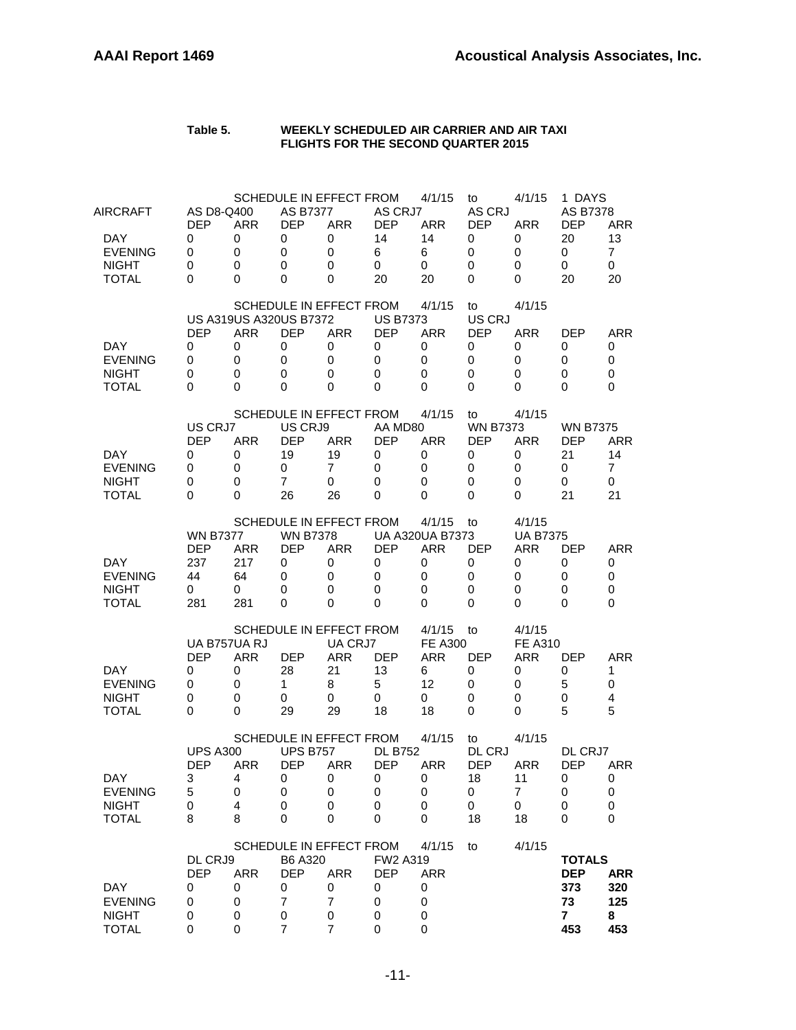**Table 5. WEEKLY SCHEDULED AIR CARRIER AND AIR TAXI FLIGHTS FOR THE SECOND QUARTER 2015**

SCHEDULE IN EFFECT FROM 4/1/15 to 4/1/15 1 DAYS

| AIRCRAFT | AS D8-Q400 | | AS B7377 | | AS CRJ7 | | AS CRJ | | AS B7378 | |
|---|---|---|---|---|---|---|---|---|---|---|
| | DEP | ARR | DEP | ARR | DEP | ARR | DEP | ARR | DEP | ARR |
| DAY | 0 | 0 | 0 | 0 | 14 | 14 | 0 | 0 | 20 | 13 |
| EVENING | 0 | 0 | 0 | 0 | 6 | 6 | 0 | 0 | 0 | 7 |
| NIGHT | 0 | 0 | 0 | 0 | 0 | 0 | 0 | 0 | 0 | 0 |
| TOTAL | 0 | 0 | 0 | 0 | 20 | 20 | 0 | 0 | 20 | 20 |

SCHEDULE IN EFFECT FROM 4/1/15 to 4/1/15

| | US A319 | | US A320 | | US B7372 | | US B7373 | | US CRJ | |
|---|---|---|---|---|---|---|---|---|---|---|
| | DEP | ARR | DEP | ARR | DEP | ARR | DEP | ARR | DEP | ARR |
| DAY | 0 | 0 | 0 | 0 | 0 | 0 | 0 | 0 | 0 | 0 |
| EVENING | 0 | 0 | 0 | 0 | 0 | 0 | 0 | 0 | 0 | 0 |
| NIGHT | 0 | 0 | 0 | 0 | 0 | 0 | 0 | 0 | 0 | 0 |
| TOTAL | 0 | 0 | 0 | 0 | 0 | 0 | 0 | 0 | 0 | 0 |

SCHEDULE IN EFFECT FROM 4/1/15 to 4/1/15

| | US CRJ7 | | US CRJ9 | | AA MD80 | | WN B7373 | | WN B7375 | |
|---|---|---|---|---|---|---|---|---|---|---|
| | DEP | ARR | DEP | ARR | DEP | ARR | DEP | ARR | DEP | ARR |
| DAY | 0 | 0 | 19 | 19 | 0 | 0 | 0 | 0 | 21 | 14 |
| EVENING | 0 | 0 | 0 | 7 | 0 | 0 | 0 | 0 | 0 | 7 |
| NIGHT | 0 | 0 | 7 | 0 | 0 | 0 | 0 | 0 | 0 | 0 |
| TOTAL | 0 | 0 | 26 | 26 | 0 | 0 | 0 | 0 | 21 | 21 |

SCHEDULE IN EFFECT FROM 4/1/15 to 4/1/15

| | WN B7377 | | WN B7378 | | UA A320 | | UA B7373 | | UA B7375 | |
|---|---|---|---|---|---|---|---|---|---|---|
| | DEP | ARR | DEP | ARR | DEP | ARR | DEP | ARR | DEP | ARR |
| DAY | 237 | 217 | 0 | 0 | 0 | 0 | 0 | 0 | 0 | 0 |
| EVENING | 44 | 64 | 0 | 0 | 0 | 0 | 0 | 0 | 0 | 0 |
| NIGHT | 0 | 0 | 0 | 0 | 0 | 0 | 0 | 0 | 0 | 0 |
| TOTAL | 281 | 281 | 0 | 0 | 0 | 0 | 0 | 0 | 0 | 0 |

SCHEDULE IN EFFECT FROM 4/1/15 to 4/1/15

| | UA B757 | | UA RJ | | UA CRJ7 | | FE A300 | | FE A310 | |
|---|---|---|---|---|---|---|---|---|---|---|
| | DEP | ARR | DEP | ARR | DEP | ARR | DEP | ARR | DEP | ARR |
| DAY | 0 | 0 | 28 | 21 | 13 | 6 | 0 | 0 | 0 | 1 |
| EVENING | 0 | 0 | 1 | 8 | 5 | 12 | 0 | 0 | 5 | 0 |
| NIGHT | 0 | 0 | 0 | 0 | 0 | 0 | 0 | 0 | 0 | 4 |
| TOTAL | 0 | 0 | 29 | 29 | 18 | 18 | 0 | 0 | 5 | 5 |

SCHEDULE IN EFFECT FROM 4/1/15 to 4/1/15

| | UPS A300 | | UPS B757 | | DL B752 | | DL CRJ | | DL CRJ7 | |
|---|---|---|---|---|---|---|---|---|---|---|
| | DEP | ARR | DEP | ARR | DEP | ARR | DEP | ARR | DEP | ARR |
| DAY | 3 | 4 | 0 | 0 | 0 | 0 | 18 | 11 | 0 | 0 |
| EVENING | 5 | 0 | 0 | 0 | 0 | 0 | 0 | 7 | 0 | 0 |
| NIGHT | 0 | 4 | 0 | 0 | 0 | 0 | 0 | 0 | 0 | 0 |
| TOTAL | 8 | 8 | 0 | 0 | 0 | 0 | 18 | 18 | 0 | 0 |

SCHEDULE IN EFFECT FROM 4/1/15 to 4/1/15

| | DL CRJ9 | | B6 A320 | | FW2 A319 | | | | **TOTALS** | |
|---|---|---|---|---|---|---|---|---|---|---|
| | DEP | ARR | DEP | ARR | DEP | ARR | | | **DEP** | **ARR** |
| DAY | 0 | 0 | 0 | 0 | 0 | 0 | | | **373** | **320** |
| EVENING | 0 | 0 | 7 | 7 | 0 | 0 | | | **73** | **125** |
| NIGHT | 0 | 0 | 0 | 0 | 0 | 0 | | | **7** | **8** |
| TOTAL | 0 | 0 | 7 | 7 | 0 | 0 | | | **453** | **453** |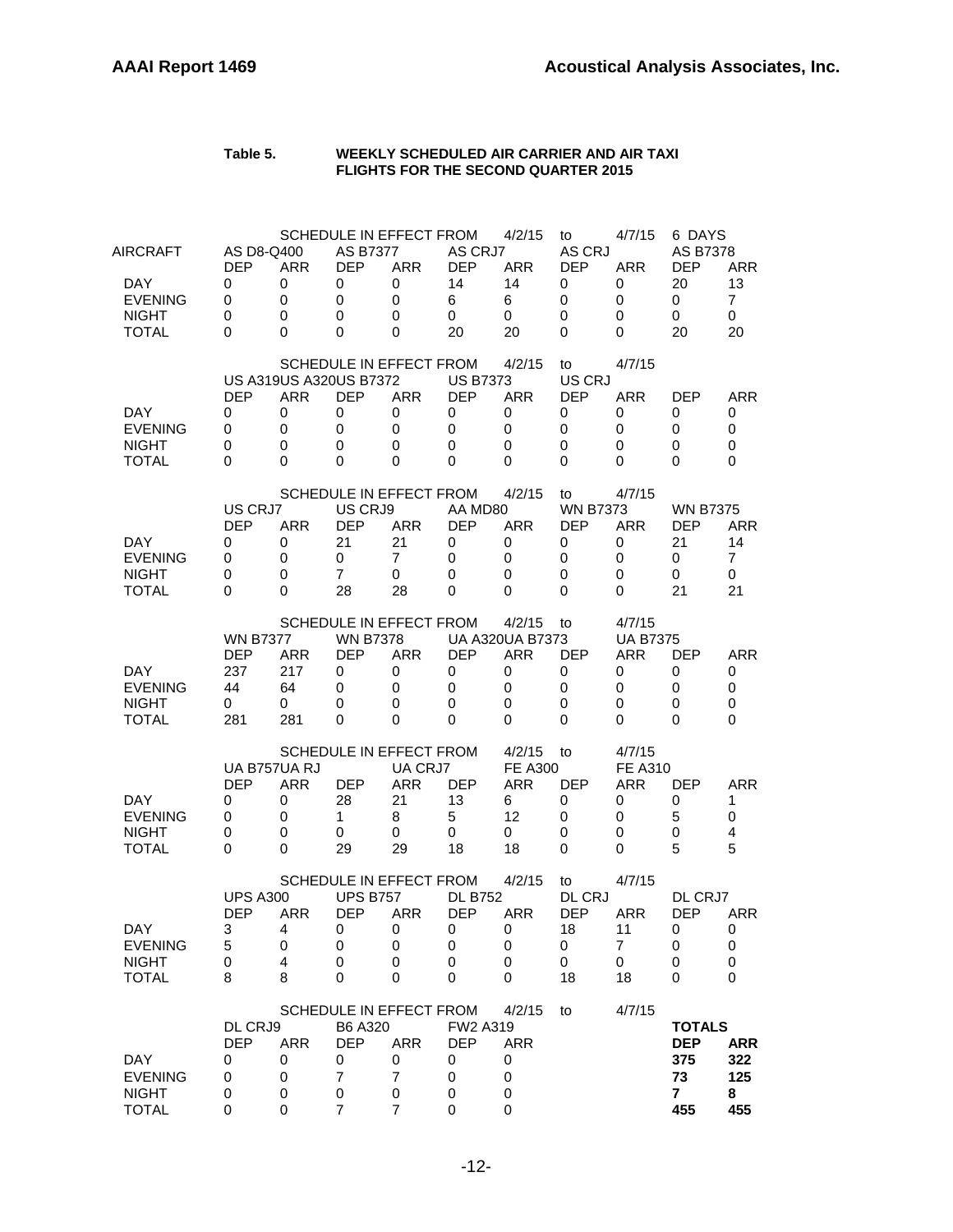**Table 5. WEEKLY SCHEDULED AIR CARRIER AND AIR TAXI FLIGHTS FOR THE SECOND QUARTER 2015**

SCHEDULE IN EFFECT FROM 4/2/15 to 4/7/15 6 DAYS

| AIRCRAFT | AS D8-Q400 | | AS B7377 | | AS CRJ7 | | AS CRJ | | AS B7378 | |
|---|---|---|---|---|---|---|---|---|---|---|
| | DEP | ARR | DEP | ARR | DEP | ARR | DEP | ARR | DEP | ARR |
| DAY | 0 | 0 | 0 | 0 | 14 | 14 | 0 | 0 | 20 | 13 |
| EVENING | 0 | 0 | 0 | 0 | 6 | 6 | 0 | 0 | 0 | 7 |
| NIGHT | 0 | 0 | 0 | 0 | 0 | 0 | 0 | 0 | 0 | 0 |
| TOTAL | 0 | 0 | 0 | 0 | 20 | 20 | 0 | 0 | 20 | 20 |

SCHEDULE IN EFFECT FROM 4/2/15 to 4/7/15

| | US A319 | US A320 | US B7372 | | US B7373 | | US CRJ | | | |
|---|---|---|---|---|---|---|---|---|---|---|
| | DEP | ARR | DEP | ARR | DEP | ARR | DEP | ARR | DEP | ARR |
| DAY | 0 | 0 | 0 | 0 | 0 | 0 | 0 | 0 | 0 | 0 |
| EVENING | 0 | 0 | 0 | 0 | 0 | 0 | 0 | 0 | 0 | 0 |
| NIGHT | 0 | 0 | 0 | 0 | 0 | 0 | 0 | 0 | 0 | 0 |
| TOTAL | 0 | 0 | 0 | 0 | 0 | 0 | 0 | 0 | 0 | 0 |

SCHEDULE IN EFFECT FROM 4/2/15 to 4/7/15

| | US CRJ7 | | US CRJ9 | | AA MD80 | | WN B7373 | | WN B7375 | |
|---|---|---|---|---|---|---|---|---|---|---|
| | DEP | ARR | DEP | ARR | DEP | ARR | DEP | ARR | DEP | ARR |
| DAY | 0 | 0 | 21 | 21 | 0 | 0 | 0 | 0 | 21 | 14 |
| EVENING | 0 | 0 | 0 | 7 | 0 | 0 | 0 | 0 | 0 | 7 |
| NIGHT | 0 | 0 | 7 | 0 | 0 | 0 | 0 | 0 | 0 | 0 |
| TOTAL | 0 | 0 | 28 | 28 | 0 | 0 | 0 | 0 | 21 | 21 |

SCHEDULE IN EFFECT FROM 4/2/15 to 4/7/15

| | WN B7377 | | WN B7378 | | UA A320 | UA B7373 | | UA B7375 | | |
|---|---|---|---|---|---|---|---|---|---|---|
| | DEP | ARR | DEP | ARR | DEP | ARR | DEP | ARR | DEP | ARR |
| DAY | 237 | 217 | 0 | 0 | 0 | 0 | 0 | 0 | 0 | 0 |
| EVENING | 44 | 64 | 0 | 0 | 0 | 0 | 0 | 0 | 0 | 0 |
| NIGHT | 0 | 0 | 0 | 0 | 0 | 0 | 0 | 0 | 0 | 0 |
| TOTAL | 281 | 281 | 0 | 0 | 0 | 0 | 0 | 0 | 0 | 0 |

SCHEDULE IN EFFECT FROM 4/2/15 to 4/7/15

| | UA B757 | UA RJ | | UA CRJ7 | | FE A300 | | FE A310 | | |
|---|---|---|---|---|---|---|---|---|---|---|
| | DEP | ARR | DEP | ARR | DEP | ARR | DEP | ARR | DEP | ARR |
| DAY | 0 | 0 | 28 | 21 | 13 | 6 | 0 | 0 | 0 | 1 |
| EVENING | 0 | 0 | 1 | 8 | 5 | 12 | 0 | 0 | 5 | 0 |
| NIGHT | 0 | 0 | 0 | 0 | 0 | 0 | 0 | 0 | 0 | 4 |
| TOTAL | 0 | 0 | 29 | 29 | 18 | 18 | 0 | 0 | 5 | 5 |

SCHEDULE IN EFFECT FROM 4/2/15 to 4/7/15

| | UPS A300 | | UPS B757 | | DL B752 | | DL CRJ | | DL CRJ7 | |
|---|---|---|---|---|---|---|---|---|---|---|
| | DEP | ARR | DEP | ARR | DEP | ARR | DEP | ARR | DEP | ARR |
| DAY | 3 | 4 | 0 | 0 | 0 | 0 | 18 | 11 | 0 | 0 |
| EVENING | 5 | 0 | 0 | 0 | 0 | 0 | 0 | 7 | 0 | 0 |
| NIGHT | 0 | 4 | 0 | 0 | 0 | 0 | 0 | 0 | 0 | 0 |
| TOTAL | 8 | 8 | 0 | 0 | 0 | 0 | 18 | 18 | 0 | 0 |

SCHEDULE IN EFFECT FROM 4/2/15 to 4/7/15

| | DL CRJ9 | | B6 A320 | | FW2 A319 | | | | **TOTALS** | |
|---|---|---|---|---|---|---|---|---|---|---|
| | DEP | ARR | DEP | ARR | DEP | ARR | | | **DEP** | **ARR** |
| DAY | 0 | 0 | 0 | 0 | 0 | 0 | | | **375** | **322** |
| EVENING | 0 | 0 | 7 | 7 | 0 | 0 | | | **73** | **125** |
| NIGHT | 0 | 0 | 0 | 0 | 0 | 0 | | | **7** | **8** |
| TOTAL | 0 | 0 | 7 | 7 | 0 | 0 | | | **455** | **455** |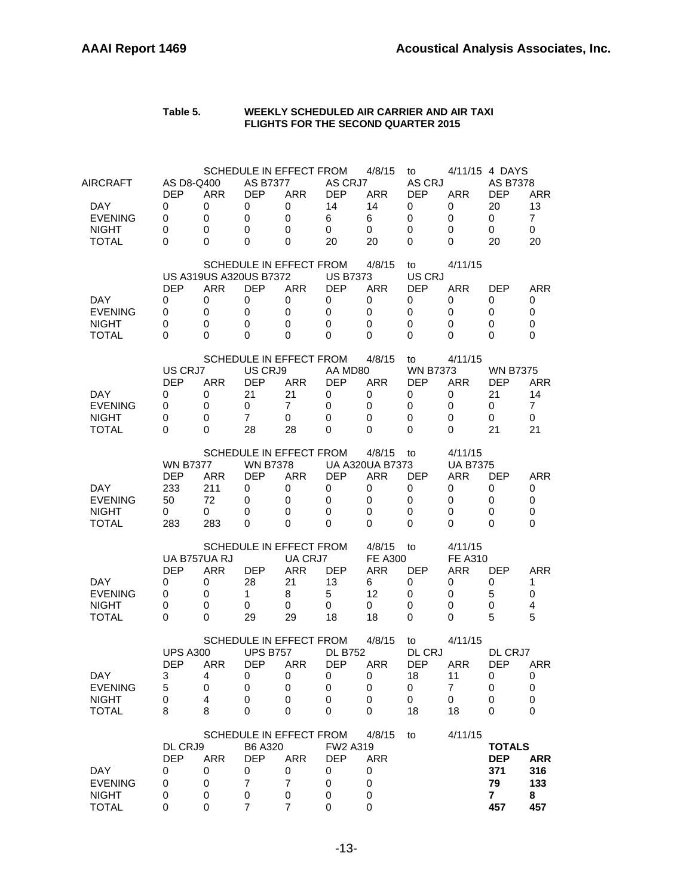**Table 5. WEEKLY SCHEDULED AIR CARRIER AND AIR TAXI FLIGHTS FOR THE SECOND QUARTER 2015**

SCHEDULE IN EFFECT FROM 4/8/15 to 4/11/15 4 DAYS

| AIRCRAFT | AS D8-Q400 | | AS B7377 | | AS CRJ7 | | AS CRJ | | AS B7378 | |
|---|---|---|---|---|---|---|---|---|---|---|
| | DEP | ARR | DEP | ARR | DEP | ARR | DEP | ARR | DEP | ARR |
| DAY | 0 | 0 | 0 | 0 | 14 | 14 | 0 | 0 | 20 | 13 |
| EVENING | 0 | 0 | 0 | 0 | 6 | 6 | 0 | 0 | 0 | 7 |
| NIGHT | 0 | 0 | 0 | 0 | 0 | 0 | 0 | 0 | 0 | 0 |
| TOTAL | 0 | 0 | 0 | 0 | 20 | 20 | 0 | 0 | 20 | 20 |

SCHEDULE IN EFFECT FROM 4/8/15 to 4/11/15

| | US A319 | US A320 | US B7372 | | US B7373 | | US CRJ | | | |
|---|---|---|---|---|---|---|---|---|---|---|
| | DEP | ARR | DEP | ARR | DEP | ARR | DEP | ARR | DEP | ARR |
| DAY | 0 | 0 | 0 | 0 | 0 | 0 | 0 | 0 | 0 | 0 |
| EVENING | 0 | 0 | 0 | 0 | 0 | 0 | 0 | 0 | 0 | 0 |
| NIGHT | 0 | 0 | 0 | 0 | 0 | 0 | 0 | 0 | 0 | 0 |
| TOTAL | 0 | 0 | 0 | 0 | 0 | 0 | 0 | 0 | 0 | 0 |

SCHEDULE IN EFFECT FROM 4/8/15 to 4/11/15

| | US CRJ7 | | US CRJ9 | | AA MD80 | | WN B7373 | | WN B7375 | |
|---|---|---|---|---|---|---|---|---|---|---|
| | DEP | ARR | DEP | ARR | DEP | ARR | DEP | ARR | DEP | ARR |
| DAY | 0 | 0 | 21 | 21 | 0 | 0 | 0 | 0 | 21 | 14 |
| EVENING | 0 | 0 | 0 | 7 | 0 | 0 | 0 | 0 | 0 | 7 |
| NIGHT | 0 | 0 | 7 | 0 | 0 | 0 | 0 | 0 | 0 | 0 |
| TOTAL | 0 | 0 | 28 | 28 | 0 | 0 | 0 | 0 | 21 | 21 |

SCHEDULE IN EFFECT FROM 4/8/15 to 4/11/15

| | WN B7377 | | WN B7378 | | UA A320 | UA B7373 | | UA B7375 | | |
|---|---|---|---|---|---|---|---|---|---|---|
| | DEP | ARR | DEP | ARR | DEP | ARR | DEP | ARR | DEP | ARR |
| DAY | 233 | 211 | 0 | 0 | 0 | 0 | 0 | 0 | 0 | 0 |
| EVENING | 50 | 72 | 0 | 0 | 0 | 0 | 0 | 0 | 0 | 0 |
| NIGHT | 0 | 0 | 0 | 0 | 0 | 0 | 0 | 0 | 0 | 0 |
| TOTAL | 283 | 283 | 0 | 0 | 0 | 0 | 0 | 0 | 0 | 0 |

SCHEDULE IN EFFECT FROM 4/8/15 to 4/11/15

| | UA B757 | UA RJ | | UA CRJ7 | | FE A300 | | FE A310 | | |
|---|---|---|---|---|---|---|---|---|---|---|
| | DEP | ARR | DEP | ARR | DEP | ARR | DEP | ARR | DEP | ARR |
| DAY | 0 | 0 | 28 | 21 | 13 | 6 | 0 | 0 | 0 | 1 |
| EVENING | 0 | 0 | 1 | 8 | 5 | 12 | 0 | 0 | 5 | 0 |
| NIGHT | 0 | 0 | 0 | 0 | 0 | 0 | 0 | 0 | 0 | 4 |
| TOTAL | 0 | 0 | 29 | 29 | 18 | 18 | 0 | 0 | 5 | 5 |

SCHEDULE IN EFFECT FROM 4/8/15 to 4/11/15

| | UPS A300 | | UPS B757 | | DL B752 | | DL CRJ | | DL CRJ7 | |
|---|---|---|---|---|---|---|---|---|---|---|
| | DEP | ARR | DEP | ARR | DEP | ARR | DEP | ARR | DEP | ARR |
| DAY | 3 | 4 | 0 | 0 | 0 | 0 | 18 | 11 | 0 | 0 |
| EVENING | 5 | 0 | 0 | 0 | 0 | 0 | 0 | 7 | 0 | 0 |
| NIGHT | 0 | 4 | 0 | 0 | 0 | 0 | 0 | 0 | 0 | 0 |
| TOTAL | 8 | 8 | 0 | 0 | 0 | 0 | 18 | 18 | 0 | 0 |

SCHEDULE IN EFFECT FROM 4/8/15 to 4/11/15

| | DL CRJ9 | | B6 A320 | | FW2 A319 | | **TOTALS** | |
|---|---|---|---|---|---|---|---|---|
| | DEP | ARR | DEP | ARR | DEP | ARR | **DEP** | **ARR** |
| DAY | 0 | 0 | 0 | 0 | 0 | 0 | **371** | **316** |
| EVENING | 0 | 0 | 7 | 7 | 0 | 0 | **79** | **133** |
| NIGHT | 0 | 0 | 0 | 0 | 0 | 0 | **7** | **8** |
| TOTAL | 0 | 0 | 7 | 7 | 0 | 0 | **457** | **457** |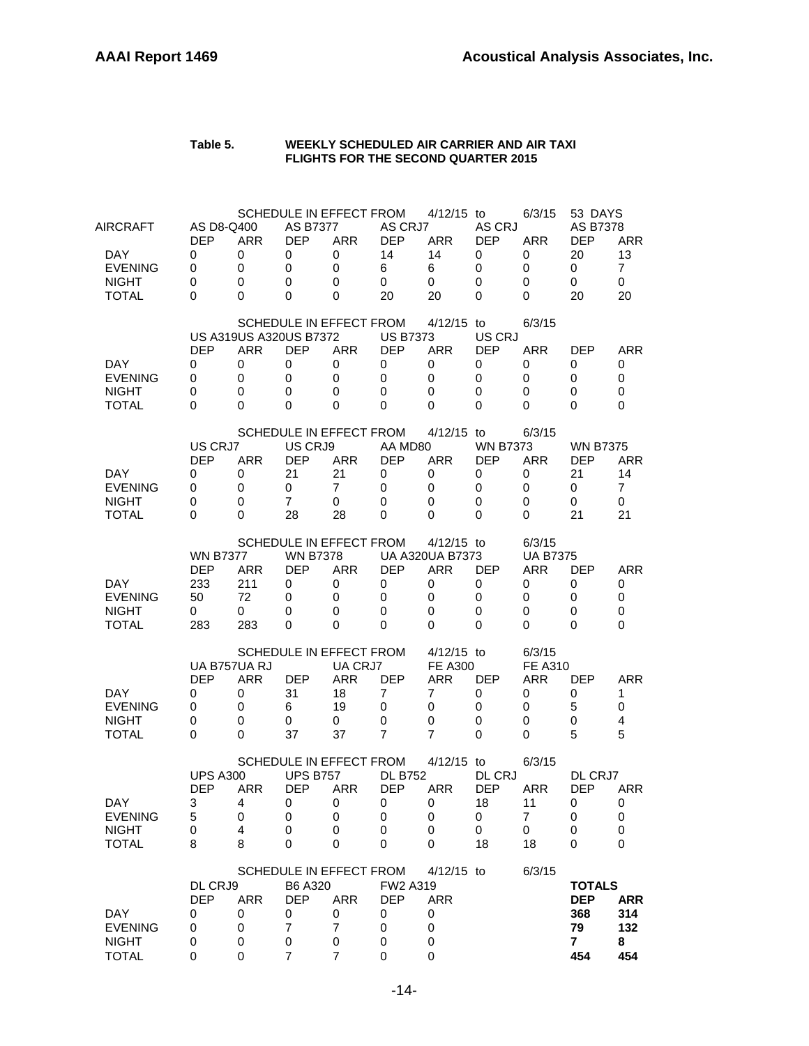**Table 5. WEEKLY SCHEDULED AIR CARRIER AND AIR TAXI FLIGHTS FOR THE SECOND QUARTER 2015**

SCHEDULE IN EFFECT FROM 4/12/15 to 6/3/15 53 DAYS

| AIRCRAFT | AS D8-Q400 | | AS B7377 | | AS CRJ7 | | AS CRJ | | AS B7378 | |
|---|---|---|---|---|---|---|---|---|---|---|
| | DEP | ARR | DEP | ARR | DEP | ARR | DEP | ARR | DEP | ARR |
| DAY | 0 | 0 | 0 | 0 | 14 | 14 | 0 | 0 | 20 | 13 |
| EVENING | 0 | 0 | 0 | 0 | 6 | 6 | 0 | 0 | 0 | 7 |
| NIGHT | 0 | 0 | 0 | 0 | 0 | 0 | 0 | 0 | 0 | 0 |
| TOTAL | 0 | 0 | 0 | 0 | 20 | 20 | 0 | 0 | 20 | 20 |

SCHEDULE IN EFFECT FROM 4/12/15 to 6/3/15

| | US A319 | | US A320 | | US B7372 / US B7373 | | US CRJ | | | |
|---|---|---|---|---|---|---|---|---|---|---|
| | DEP | ARR | DEP | ARR | DEP | ARR | DEP | ARR | DEP | ARR |
| DAY | 0 | 0 | 0 | 0 | 0 | 0 | 0 | 0 | 0 | 0 |
| EVENING | 0 | 0 | 0 | 0 | 0 | 0 | 0 | 0 | 0 | 0 |
| NIGHT | 0 | 0 | 0 | 0 | 0 | 0 | 0 | 0 | 0 | 0 |
| TOTAL | 0 | 0 | 0 | 0 | 0 | 0 | 0 | 0 | 0 | 0 |

SCHEDULE IN EFFECT FROM 4/12/15 to 6/3/15

| | US CRJ7 | | US CRJ9 | | AA MD80 | | WN B7373 | | WN B7375 | |
|---|---|---|---|---|---|---|---|---|---|---|
| | DEP | ARR | DEP | ARR | DEP | ARR | DEP | ARR | DEP | ARR |
| DAY | 0 | 0 | 21 | 21 | 0 | 0 | 0 | 0 | 21 | 14 |
| EVENING | 0 | 0 | 0 | 7 | 0 | 0 | 0 | 0 | 0 | 7 |
| NIGHT | 0 | 0 | 7 | 0 | 0 | 0 | 0 | 0 | 0 | 0 |
| TOTAL | 0 | 0 | 28 | 28 | 0 | 0 | 0 | 0 | 21 | 21 |

SCHEDULE IN EFFECT FROM 4/12/15 to 6/3/15

| | WN B7377 | | WN B7378 | | UA A320 | | UA B7373 | | UA B7375 | |
|---|---|---|---|---|---|---|---|---|---|---|
| | DEP | ARR | DEP | ARR | DEP | ARR | DEP | ARR | DEP | ARR |
| DAY | 233 | 211 | 0 | 0 | 0 | 0 | 0 | 0 | 0 | 0 |
| EVENING | 50 | 72 | 0 | 0 | 0 | 0 | 0 | 0 | 0 | 0 |
| NIGHT | 0 | 0 | 0 | 0 | 0 | 0 | 0 | 0 | 0 | 0 |
| TOTAL | 283 | 283 | 0 | 0 | 0 | 0 | 0 | 0 | 0 | 0 |

SCHEDULE IN EFFECT FROM 4/12/15 to 6/3/15

| | UA B757 | | UA RJ | | UA CRJ7 | | FE A300 | | FE A310 | |
|---|---|---|---|---|---|---|---|---|---|---|
| | DEP | ARR | DEP | ARR | DEP | ARR | DEP | ARR | DEP | ARR |
| DAY | 0 | 0 | 31 | 18 | 7 | 7 | 0 | 0 | 0 | 1 |
| EVENING | 0 | 0 | 6 | 19 | 0 | 0 | 0 | 0 | 5 | 0 |
| NIGHT | 0 | 0 | 0 | 0 | 0 | 0 | 0 | 0 | 0 | 4 |
| TOTAL | 0 | 0 | 37 | 37 | 7 | 7 | 0 | 0 | 5 | 5 |

SCHEDULE IN EFFECT FROM 4/12/15 to 6/3/15

| | UPS A300 | | UPS B757 | | DL B752 | | DL CRJ | | DL CRJ7 | |
|---|---|---|---|---|---|---|---|---|---|---|
| | DEP | ARR | DEP | ARR | DEP | ARR | DEP | ARR | DEP | ARR |
| DAY | 3 | 4 | 0 | 0 | 0 | 0 | 18 | 11 | 0 | 0 |
| EVENING | 5 | 0 | 0 | 0 | 0 | 0 | 0 | 7 | 0 | 0 |
| NIGHT | 0 | 4 | 0 | 0 | 0 | 0 | 0 | 0 | 0 | 0 |
| TOTAL | 8 | 8 | 0 | 0 | 0 | 0 | 18 | 18 | 0 | 0 |

SCHEDULE IN EFFECT FROM 4/12/15 to 6/3/15

| | DL CRJ9 | | B6 A320 | | FW2 A319 | | | | **TOTALS** | |
|---|---|---|---|---|---|---|---|---|---|---|
| | DEP | ARR | DEP | ARR | DEP | ARR | | | **DEP** | **ARR** |
| DAY | 0 | 0 | 0 | 0 | 0 | 0 | | | **368** | **314** |
| EVENING | 0 | 0 | 7 | 7 | 0 | 0 | | | **79** | **132** |
| NIGHT | 0 | 0 | 0 | 0 | 0 | 0 | | | **7** | **8** |
| TOTAL | 0 | 0 | 7 | 7 | 0 | 0 | | | **454** | **454** |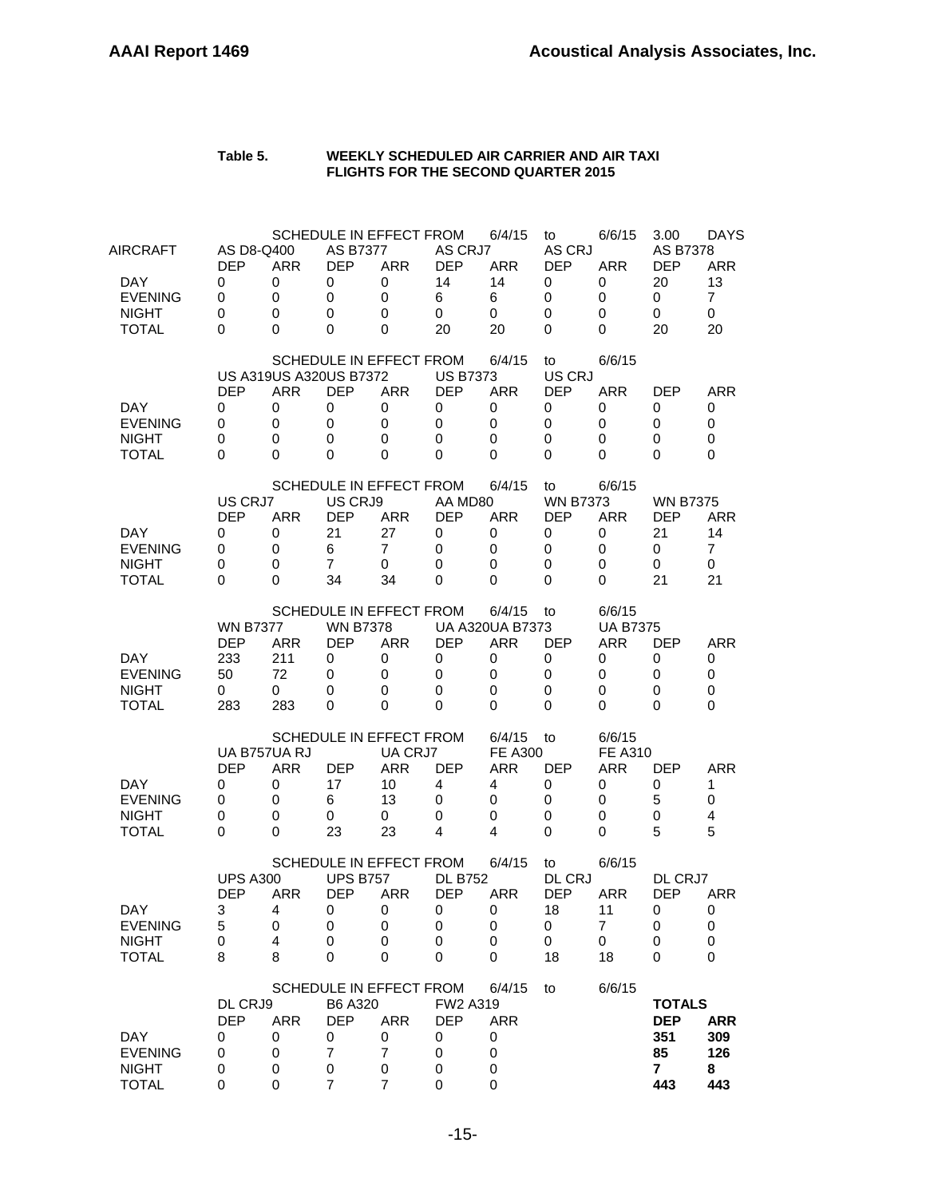**Table 5. WEEKLY SCHEDULED AIR CARRIER AND AIR TAXI FLIGHTS FOR THE SECOND QUARTER 2015**

SCHEDULE IN EFFECT FROM 6/4/15 to 6/6/15 3.00 DAYS

| AIRCRAFT | AS D8-Q400 | | AS B7377 | | AS CRJ7 | | AS CRJ | | AS B7378 | |
|---|---|---|---|---|---|---|---|---|---|---|
| | DEP | ARR | DEP | ARR | DEP | ARR | DEP | ARR | DEP | ARR |
| DAY | 0 | 0 | 0 | 0 | 14 | 14 | 0 | 0 | 20 | 13 |
| EVENING | 0 | 0 | 0 | 0 | 6 | 6 | 0 | 0 | 0 | 7 |
| NIGHT | 0 | 0 | 0 | 0 | 0 | 0 | 0 | 0 | 0 | 0 |
| TOTAL | 0 | 0 | 0 | 0 | 20 | 20 | 0 | 0 | 20 | 20 |

SCHEDULE IN EFFECT FROM 6/4/15 to 6/6/15

| | US A319 | | US A320 | | US B7372 | | US B7373 | | US CRJ | |
|---|---|---|---|---|---|---|---|---|---|---|
| | DEP | ARR | DEP | ARR | DEP | ARR | DEP | ARR | DEP | ARR |
| DAY | 0 | 0 | 0 | 0 | 0 | 0 | 0 | 0 | 0 | 0 |
| EVENING | 0 | 0 | 0 | 0 | 0 | 0 | 0 | 0 | 0 | 0 |
| NIGHT | 0 | 0 | 0 | 0 | 0 | 0 | 0 | 0 | 0 | 0 |
| TOTAL | 0 | 0 | 0 | 0 | 0 | 0 | 0 | 0 | 0 | 0 |

SCHEDULE IN EFFECT FROM 6/4/15 to 6/6/15

| | US CRJ7 | | US CRJ9 | | AA MD80 | | WN B7373 | | WN B7375 | |
|---|---|---|---|---|---|---|---|---|---|---|
| | DEP | ARR | DEP | ARR | DEP | ARR | DEP | ARR | DEP | ARR |
| DAY | 0 | 0 | 21 | 27 | 0 | 0 | 0 | 0 | 21 | 14 |
| EVENING | 0 | 0 | 6 | 7 | 0 | 0 | 0 | 0 | 0 | 7 |
| NIGHT | 0 | 0 | 7 | 0 | 0 | 0 | 0 | 0 | 0 | 0 |
| TOTAL | 0 | 0 | 34 | 34 | 0 | 0 | 0 | 0 | 21 | 21 |

SCHEDULE IN EFFECT FROM 6/4/15 to 6/6/15

| | WN B7377 | | WN B7378 | | UA A320 | | UA B7373 | | UA B7375 | |
|---|---|---|---|---|---|---|---|---|---|---|
| | DEP | ARR | DEP | ARR | DEP | ARR | DEP | ARR | DEP | ARR |
| DAY | 233 | 211 | 0 | 0 | 0 | 0 | 0 | 0 | 0 | 0 |
| EVENING | 50 | 72 | 0 | 0 | 0 | 0 | 0 | 0 | 0 | 0 |
| NIGHT | 0 | 0 | 0 | 0 | 0 | 0 | 0 | 0 | 0 | 0 |
| TOTAL | 283 | 283 | 0 | 0 | 0 | 0 | 0 | 0 | 0 | 0 |

SCHEDULE IN EFFECT FROM 6/4/15 to 6/6/15

| | UA B757 | | UA RJ | | UA CRJ7 | | FE A300 | | FE A310 | |
|---|---|---|---|---|---|---|---|---|---|---|
| | DEP | ARR | DEP | ARR | DEP | ARR | DEP | ARR | DEP | ARR |
| DAY | 0 | 0 | 17 | 10 | 4 | 4 | 0 | 0 | 0 | 1 |
| EVENING | 0 | 0 | 6 | 13 | 0 | 0 | 0 | 0 | 5 | 0 |
| NIGHT | 0 | 0 | 0 | 0 | 0 | 0 | 0 | 0 | 0 | 4 |
| TOTAL | 0 | 0 | 23 | 23 | 4 | 4 | 0 | 0 | 5 | 5 |

SCHEDULE IN EFFECT FROM 6/4/15 to 6/6/15

| | UPS A300 | | UPS B757 | | DL B752 | | DL CRJ | | DL CRJ7 | |
|---|---|---|---|---|---|---|---|---|---|---|
| | DEP | ARR | DEP | ARR | DEP | ARR | DEP | ARR | DEP | ARR |
| DAY | 3 | 4 | 0 | 0 | 0 | 0 | 18 | 11 | 0 | 0 |
| EVENING | 5 | 0 | 0 | 0 | 0 | 0 | 0 | 7 | 0 | 0 |
| NIGHT | 0 | 4 | 0 | 0 | 0 | 0 | 0 | 0 | 0 | 0 |
| TOTAL | 8 | 8 | 0 | 0 | 0 | 0 | 18 | 18 | 0 | 0 |

SCHEDULE IN EFFECT FROM 6/4/15 to 6/6/15

| | DL CRJ9 | | B6 A320 | | FW2 A319 | | **TOTALS** | |
|---|---|---|---|---|---|---|---|---|
| | DEP | ARR | DEP | ARR | DEP | ARR | **DEP** | **ARR** |
| DAY | 0 | 0 | 0 | 0 | 0 | 0 | **351** | **309** |
| EVENING | 0 | 0 | 7 | 7 | 0 | 0 | **85** | **126** |
| NIGHT | 0 | 0 | 0 | 0 | 0 | 0 | **7** | **8** |
| TOTAL | 0 | 0 | 7 | 7 | 0 | 0 | **443** | **443** |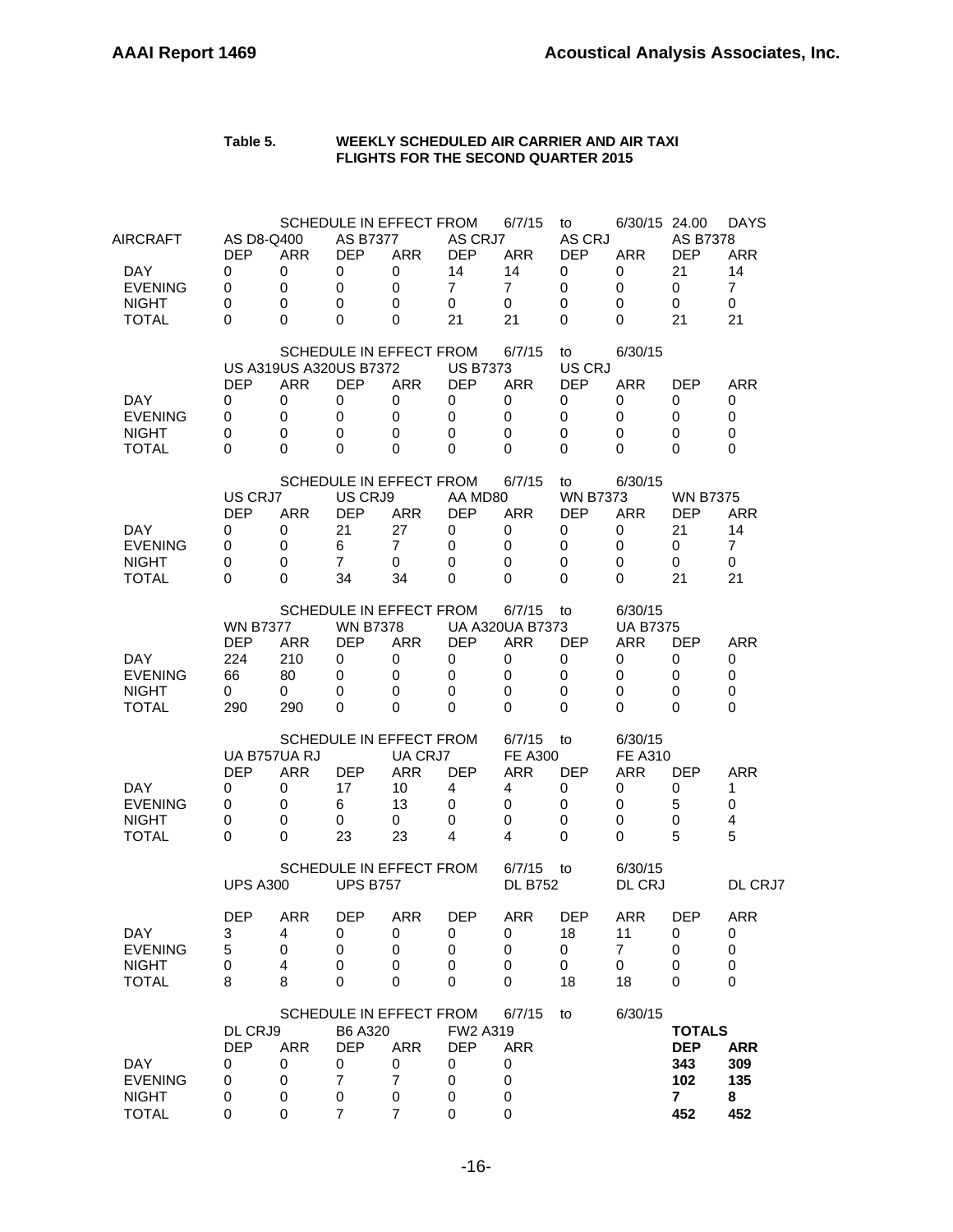**Table 5. WEEKLY SCHEDULED AIR CARRIER AND AIR TAXI FLIGHTS FOR THE SECOND QUARTER 2015**

SCHEDULE IN EFFECT FROM 6/7/15 to 6/30/15 24.00 DAYS

| AIRCRAFT | AS D8-Q400 | | AS B7377 | | AS CRJ7 | | AS CRJ | | AS B7378 | |
|---|---|---|---|---|---|---|---|---|---|---|
| | DEP | ARR | DEP | ARR | DEP | ARR | DEP | ARR | DEP | ARR |
| DAY | 0 | 0 | 0 | 0 | 14 | 14 | 0 | 0 | 21 | 14 |
| EVENING | 0 | 0 | 0 | 0 | 7 | 7 | 0 | 0 | 0 | 7 |
| NIGHT | 0 | 0 | 0 | 0 | 0 | 0 | 0 | 0 | 0 | 0 |
| TOTAL | 0 | 0 | 0 | 0 | 21 | 21 | 0 | 0 | 21 | 21 |

SCHEDULE IN EFFECT FROM 6/7/15 to 6/30/15

| | US A319 | US A320 | US B7372 | | US B7373 | | US CRJ | | | |
|---|---|---|---|---|---|---|---|---|---|---|
| | DEP | ARR | DEP | ARR | DEP | ARR | DEP | ARR | DEP | ARR |
| DAY | 0 | 0 | 0 | 0 | 0 | 0 | 0 | 0 | 0 | 0 |
| EVENING | 0 | 0 | 0 | 0 | 0 | 0 | 0 | 0 | 0 | 0 |
| NIGHT | 0 | 0 | 0 | 0 | 0 | 0 | 0 | 0 | 0 | 0 |
| TOTAL | 0 | 0 | 0 | 0 | 0 | 0 | 0 | 0 | 0 | 0 |

SCHEDULE IN EFFECT FROM 6/7/15 to 6/30/15

| | US CRJ7 | | US CRJ9 | | AA MD80 | | WN B7373 | | WN B7375 | |
|---|---|---|---|---|---|---|---|---|---|---|
| | DEP | ARR | DEP | ARR | DEP | ARR | DEP | ARR | DEP | ARR |
| DAY | 0 | 0 | 21 | 27 | 0 | 0 | 0 | 0 | 21 | 14 |
| EVENING | 0 | 0 | 6 | 7 | 0 | 0 | 0 | 0 | 0 | 7 |
| NIGHT | 0 | 0 | 7 | 0 | 0 | 0 | 0 | 0 | 0 | 0 |
| TOTAL | 0 | 0 | 34 | 34 | 0 | 0 | 0 | 0 | 21 | 21 |

SCHEDULE IN EFFECT FROM 6/7/15 to 6/30/15

| | WN B7377 | | WN B7378 | | UA A320 | UA B7373 | | UA B7375 | | |
|---|---|---|---|---|---|---|---|---|---|---|
| | DEP | ARR | DEP | ARR | DEP | ARR | DEP | ARR | DEP | ARR |
| DAY | 224 | 210 | 0 | 0 | 0 | 0 | 0 | 0 | 0 | 0 |
| EVENING | 66 | 80 | 0 | 0 | 0 | 0 | 0 | 0 | 0 | 0 |
| NIGHT | 0 | 0 | 0 | 0 | 0 | 0 | 0 | 0 | 0 | 0 |
| TOTAL | 290 | 290 | 0 | 0 | 0 | 0 | 0 | 0 | 0 | 0 |

SCHEDULE IN EFFECT FROM 6/7/15 to 6/30/15

| | UA B757 | UA RJ | | UA CRJ7 | | FE A300 | | FE A310 | | |
|---|---|---|---|---|---|---|---|---|---|---|
| | DEP | ARR | DEP | ARR | DEP | ARR | DEP | ARR | DEP | ARR |
| DAY | 0 | 0 | 17 | 10 | 4 | 4 | 0 | 0 | 0 | 1 |
| EVENING | 0 | 0 | 6 | 13 | 0 | 0 | 0 | 0 | 5 | 0 |
| NIGHT | 0 | 0 | 0 | 0 | 0 | 0 | 0 | 0 | 0 | 4 |
| TOTAL | 0 | 0 | 23 | 23 | 4 | 4 | 0 | 0 | 5 | 5 |

SCHEDULE IN EFFECT FROM 6/7/15 to 6/30/15

| | UPS A300 | | UPS B757 | | | DL B752 | | DL CRJ | | DL CRJ7 |
|---|---|---|---|---|---|---|---|---|---|---|
| | DEP | ARR | DEP | ARR | DEP | ARR | DEP | ARR | DEP | ARR |
| DAY | 3 | 4 | 0 | 0 | 0 | 0 | 18 | 11 | 0 | 0 |
| EVENING | 5 | 0 | 0 | 0 | 0 | 0 | 0 | 7 | 0 | 0 |
| NIGHT | 0 | 4 | 0 | 0 | 0 | 0 | 0 | 0 | 0 | 0 |
| TOTAL | 8 | 8 | 0 | 0 | 0 | 0 | 18 | 18 | 0 | 0 |

SCHEDULE IN EFFECT FROM 6/7/15 to 6/30/15

| | DL CRJ9 | | B6 A320 | | FW2 A319 | | | | **TOTALS** | |
|---|---|---|---|---|---|---|---|---|---|---|
| | DEP | ARR | DEP | ARR | DEP | ARR | | | **DEP** | **ARR** |
| DAY | 0 | 0 | 0 | 0 | 0 | 0 | | | **343** | **309** |
| EVENING | 0 | 0 | 7 | 7 | 0 | 0 | | | **102** | **135** |
| NIGHT | 0 | 0 | 0 | 0 | 0 | 0 | | | **7** | **8** |
| TOTAL | 0 | 0 | 7 | 7 | 0 | 0 | | | **452** | **452** |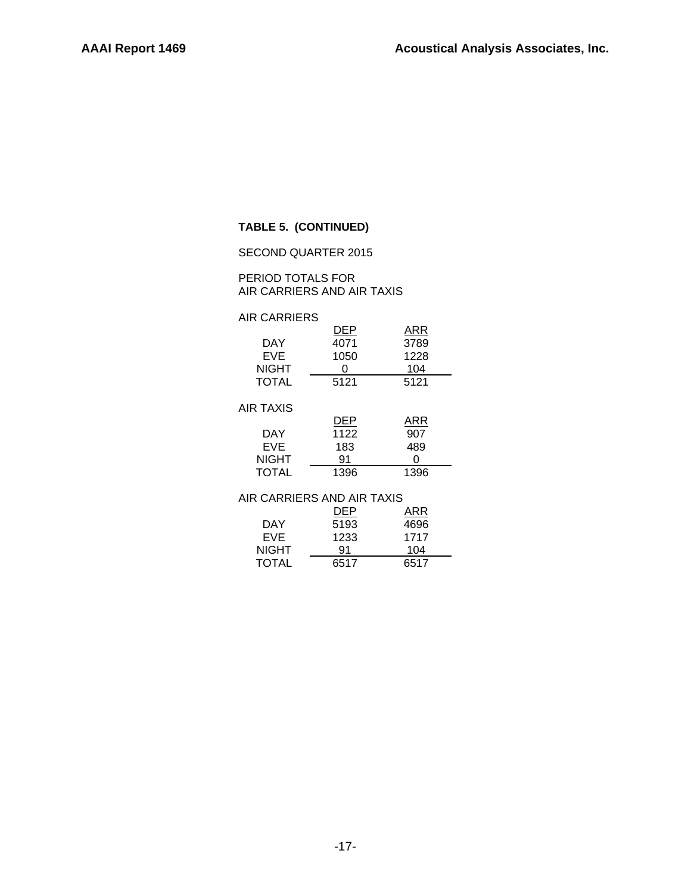**TABLE 5. (CONTINUED)**

SECOND QUARTER 2015

PERIOD TOTALS FOR
AIR CARRIERS AND AIR TAXIS

AIR CARRIERS

| | DEP | ARR |
|---|---|---|
| DAY | 4071 | 3789 |
| EVE | 1050 | 1228 |
| NIGHT | 0 | 104 |
| TOTAL | 5121 | 5121 |

AIR TAXIS

| | DEP | ARR |
|---|---|---|
| DAY | 1122 | 907 |
| EVE | 183 | 489 |
| NIGHT | 91 | 0 |
| TOTAL | 1396 | 1396 |

AIR CARRIERS AND AIR TAXIS

| | DEP | ARR |
|---|---|---|
| DAY | 5193 | 4696 |
| EVE | 1233 | 1717 |
| NIGHT | 91 | 104 |
| TOTAL | 6517 | 6517 |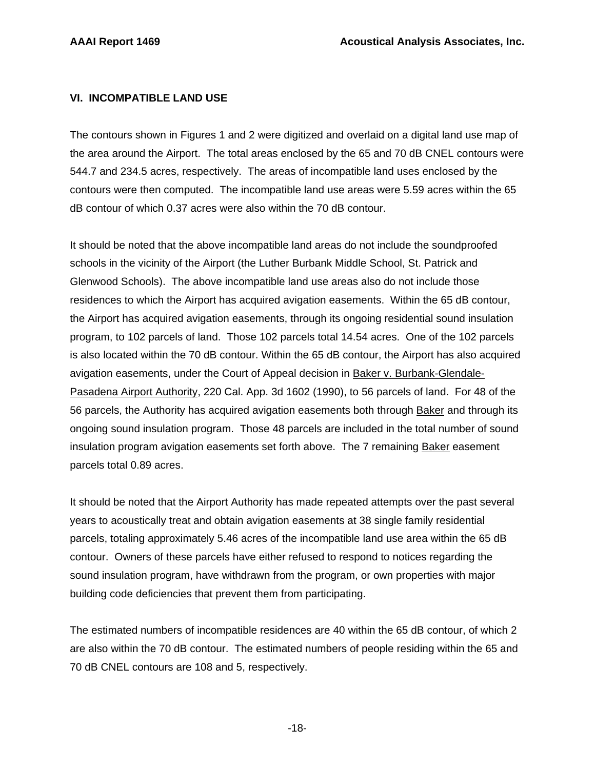## VI. INCOMPATIBLE LAND USE

The contours shown in Figures 1 and 2 were digitized and overlaid on a digital land use map of the area around the Airport. The total areas enclosed by the 65 and 70 dB CNEL contours were 544.7 and 234.5 acres, respectively. The areas of incompatible land uses enclosed by the contours were then computed. The incompatible land use areas were 5.59 acres within the 65 dB contour of which 0.37 acres were also within the 70 dB contour.

It should be noted that the above incompatible land areas do not include the soundproofed schools in the vicinity of the Airport (the Luther Burbank Middle School, St. Patrick and Glenwood Schools). The above incompatible land use areas also do not include those residences to which the Airport has acquired avigation easements. Within the 65 dB contour, the Airport has acquired avigation easements, through its ongoing residential sound insulation program, to 102 parcels of land. Those 102 parcels total 14.54 acres. One of the 102 parcels is also located within the 70 dB contour. Within the 65 dB contour, the Airport has also acquired avigation easements, under the Court of Appeal decision in <u>Baker v. Burbank-Glendale-Pasadena Airport Authority</u>, 220 Cal. App. 3d 1602 (1990), to 56 parcels of land. For 48 of the 56 parcels, the Authority has acquired avigation easements both through <u>Baker</u> and through its ongoing sound insulation program. Those 48 parcels are included in the total number of sound insulation program avigation easements set forth above. The 7 remaining <u>Baker</u> easement parcels total 0.89 acres.

It should be noted that the Airport Authority has made repeated attempts over the past several years to acoustically treat and obtain avigation easements at 38 single family residential parcels, totaling approximately 5.46 acres of the incompatible land use area within the 65 dB contour. Owners of these parcels have either refused to respond to notices regarding the sound insulation program, have withdrawn from the program, or own properties with major building code deficiencies that prevent them from participating.

The estimated numbers of incompatible residences are 40 within the 65 dB contour, of which 2 are also within the 70 dB contour. The estimated numbers of people residing within the 65 and 70 dB CNEL contours are 108 and 5, respectively.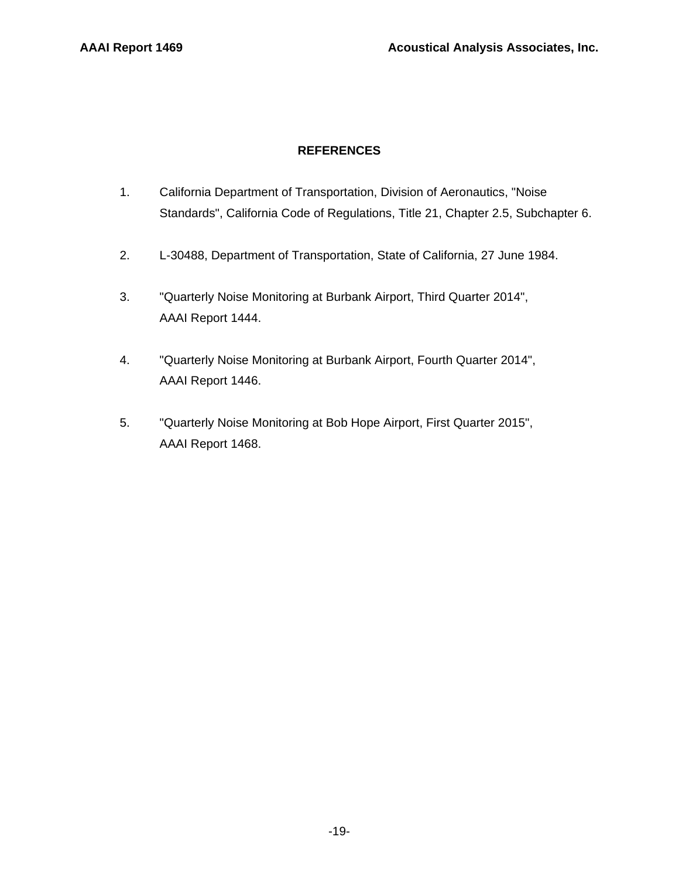## REFERENCES

1. California Department of Transportation, Division of Aeronautics, "Noise Standards", California Code of Regulations, Title 21, Chapter 2.5, Subchapter 6.

2. L-30488, Department of Transportation, State of California, 27 June 1984.

3. "Quarterly Noise Monitoring at Burbank Airport, Third Quarter 2014", AAAI Report 1444.

4. "Quarterly Noise Monitoring at Burbank Airport, Fourth Quarter 2014", AAAI Report 1446.

5. "Quarterly Noise Monitoring at Bob Hope Airport, First Quarter 2015", AAAI Report 1468.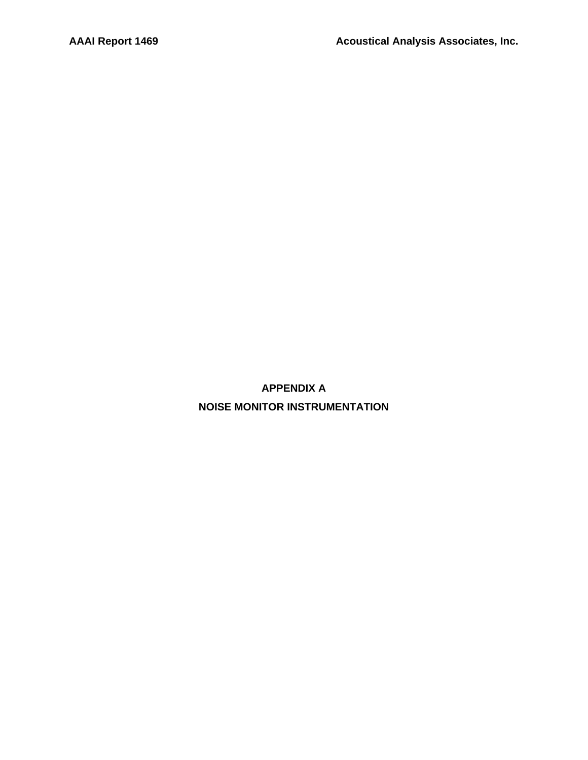# APPENDIX A
# NOISE MONITOR INSTRUMENTATION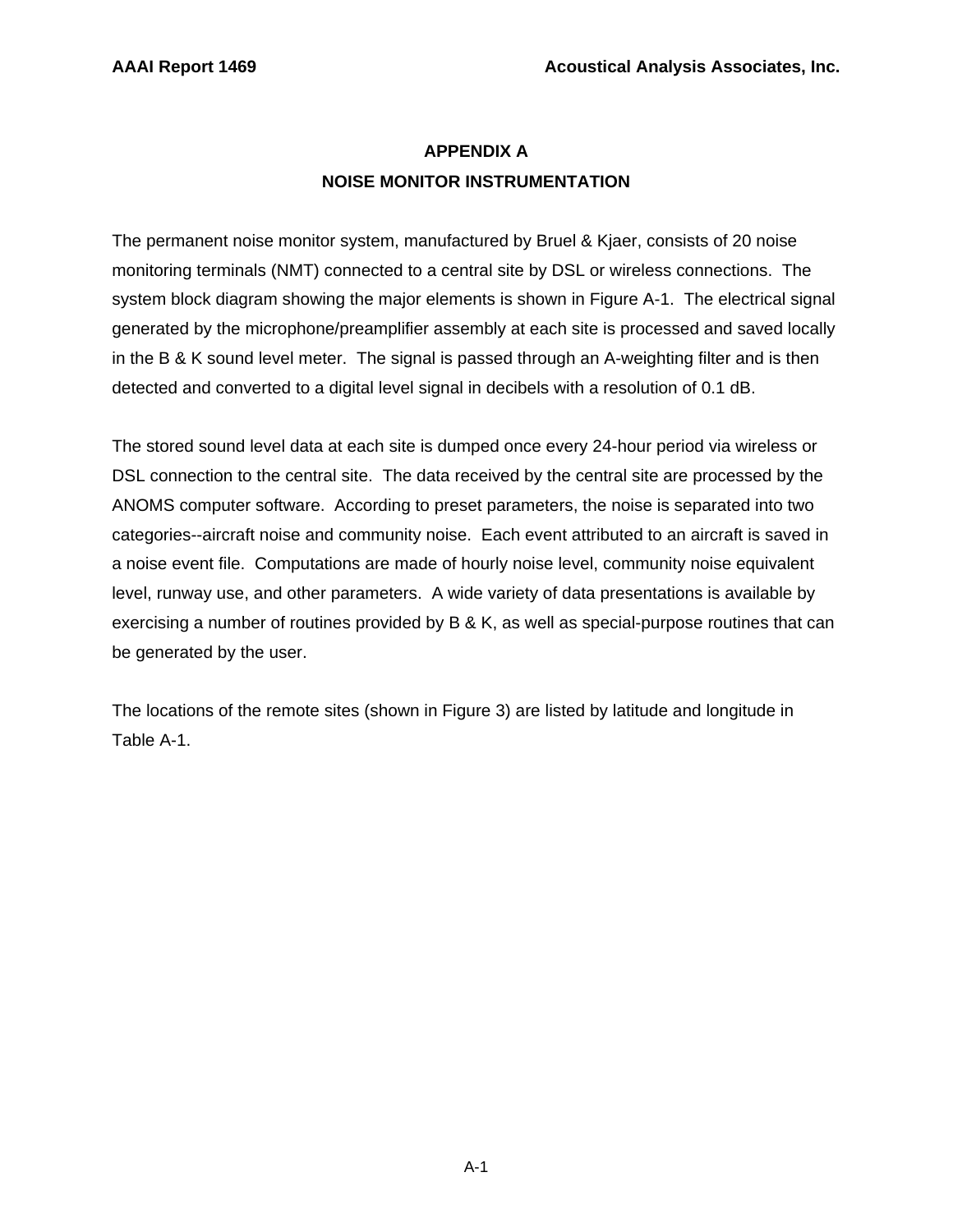# APPENDIX A
## NOISE MONITOR INSTRUMENTATION

The permanent noise monitor system, manufactured by Bruel & Kjaer, consists of 20 noise monitoring terminals (NMT) connected to a central site by DSL or wireless connections. The system block diagram showing the major elements is shown in Figure A-1. The electrical signal generated by the microphone/preamplifier assembly at each site is processed and saved locally in the B & K sound level meter. The signal is passed through an A-weighting filter and is then detected and converted to a digital level signal in decibels with a resolution of 0.1 dB.

The stored sound level data at each site is dumped once every 24-hour period via wireless or DSL connection to the central site. The data received by the central site are processed by the ANOMS computer software. According to preset parameters, the noise is separated into two categories--aircraft noise and community noise. Each event attributed to an aircraft is saved in a noise event file. Computations are made of hourly noise level, community noise equivalent level, runway use, and other parameters. A wide variety of data presentations is available by exercising a number of routines provided by B & K, as well as special-purpose routines that can be generated by the user.

The locations of the remote sites (shown in Figure 3) are listed by latitude and longitude in Table A-1.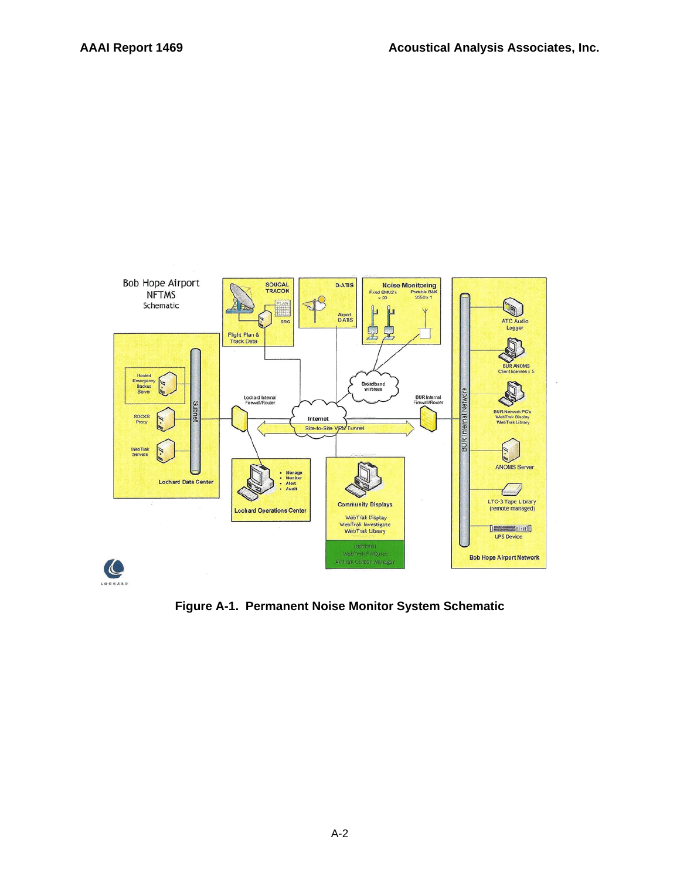Bob Hope Airport NFTMS Schematic

SOUCAL TRACON

PLAN

SRC

Flight Plan & Track Data

D-ATIS

Airport D-ATIS

Noise Monitoring

Fixed EMU2's x 20

Portable B&K 2250 x 1

ATC Audio Logger

BUR ANOMS Client licenses x 5

Hosted Emergency Backup Server

SOCKS Proxy

WebTrak Servers

Subnet

Lochard Data Center

Lochard Internal Firewall/Router

Broadband Wireless

Internet

Site-to-Site VPN Tunnel

BUR Internal Firewall/Router

BUR Internal Network

BUR Network PC's WebTrak Display WebTrak Library

ANOMS Server

- Manage
- Monitor
- Alert
- Audit

Lochard Operations Center

Community Displays

WebTrak Display
WebTrak Investigate
WebTrak Library

(options)
WebTrak FlyQuiet
AirTrak Carbon Manager

LTO-3 Tape Library (remote managed)

UPS Device

Bob Hope Airport Network

LOCHARD

**Figure A-1. Permanent Noise Monitor System Schematic**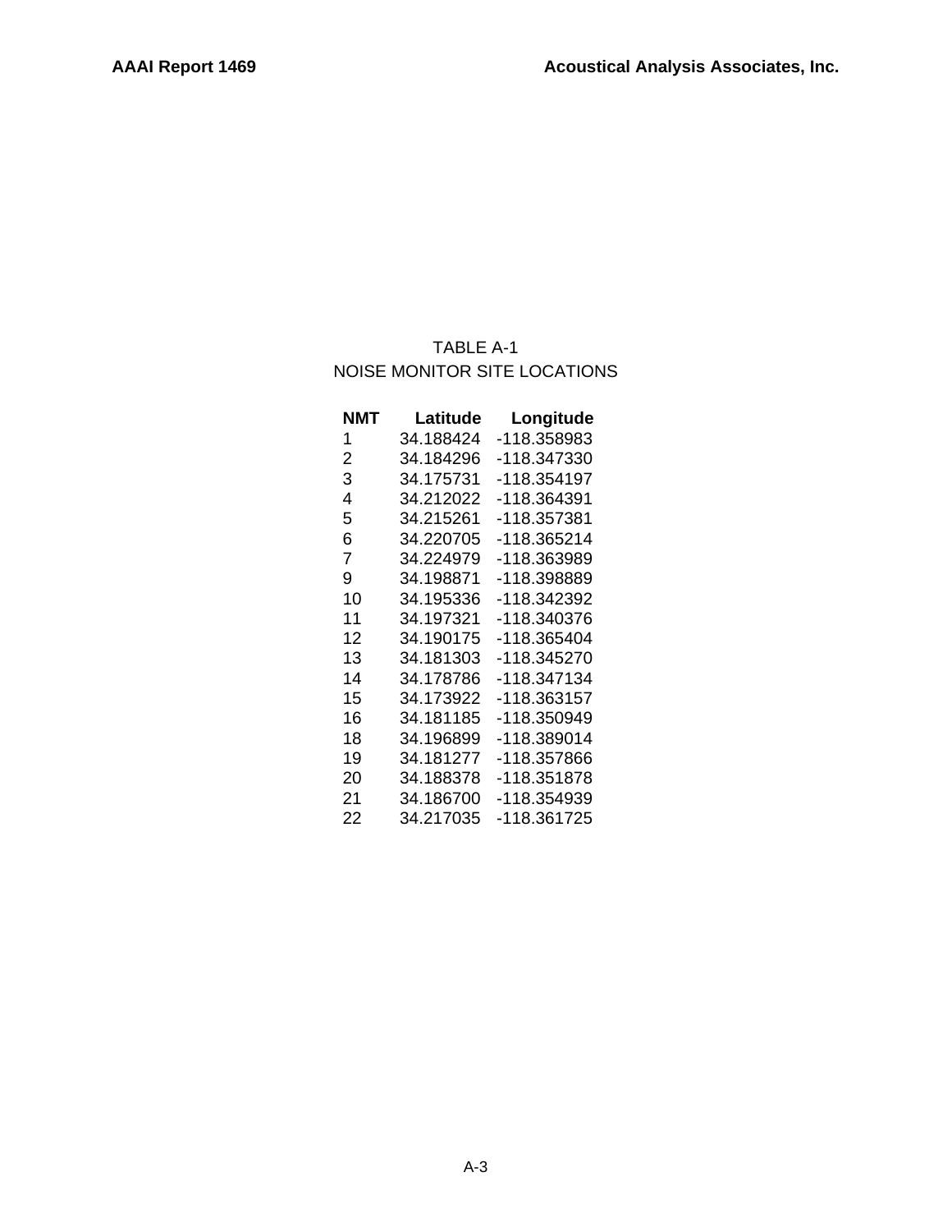TABLE A-1
NOISE MONITOR SITE LOCATIONS

| NMT | Latitude | Longitude |
|---|---|---|
| 1 | 34.188424 | -118.358983 |
| 2 | 34.184296 | -118.347330 |
| 3 | 34.175731 | -118.354197 |
| 4 | 34.212022 | -118.364391 |
| 5 | 34.215261 | -118.357381 |
| 6 | 34.220705 | -118.365214 |
| 7 | 34.224979 | -118.363989 |
| 9 | 34.198871 | -118.398889 |
| 10 | 34.195336 | -118.342392 |
| 11 | 34.197321 | -118.340376 |
| 12 | 34.190175 | -118.365404 |
| 13 | 34.181303 | -118.345270 |
| 14 | 34.178786 | -118.347134 |
| 15 | 34.173922 | -118.363157 |
| 16 | 34.181185 | -118.350949 |
| 18 | 34.196899 | -118.389014 |
| 19 | 34.181277 | -118.357866 |
| 20 | 34.188378 | -118.351878 |
| 21 | 34.186700 | -118.354939 |
| 22 | 34.217035 | -118.361725 |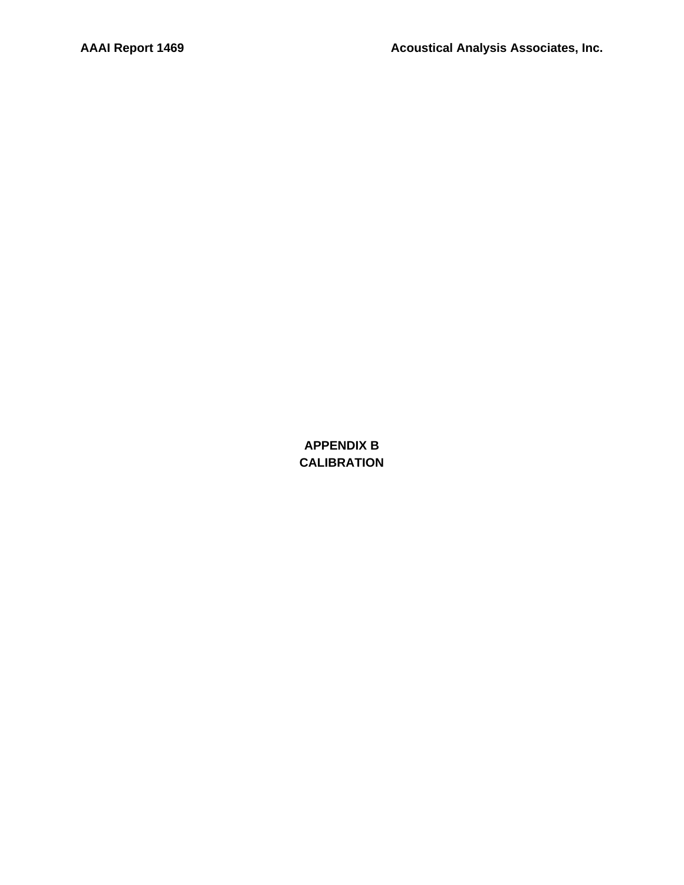# APPENDIX B
# CALIBRATION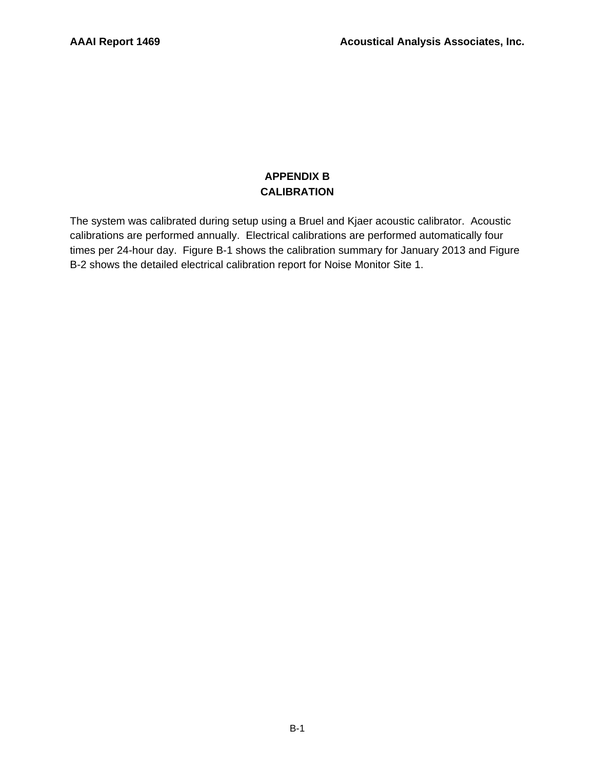# APPENDIX B
# CALIBRATION

The system was calibrated during setup using a Bruel and Kjaer acoustic calibrator. Acoustic calibrations are performed annually. Electrical calibrations are performed automatically four times per 24-hour day. Figure B-1 shows the calibration summary for January 2013 and Figure B-2 shows the detailed electrical calibration report for Noise Monitor Site 1.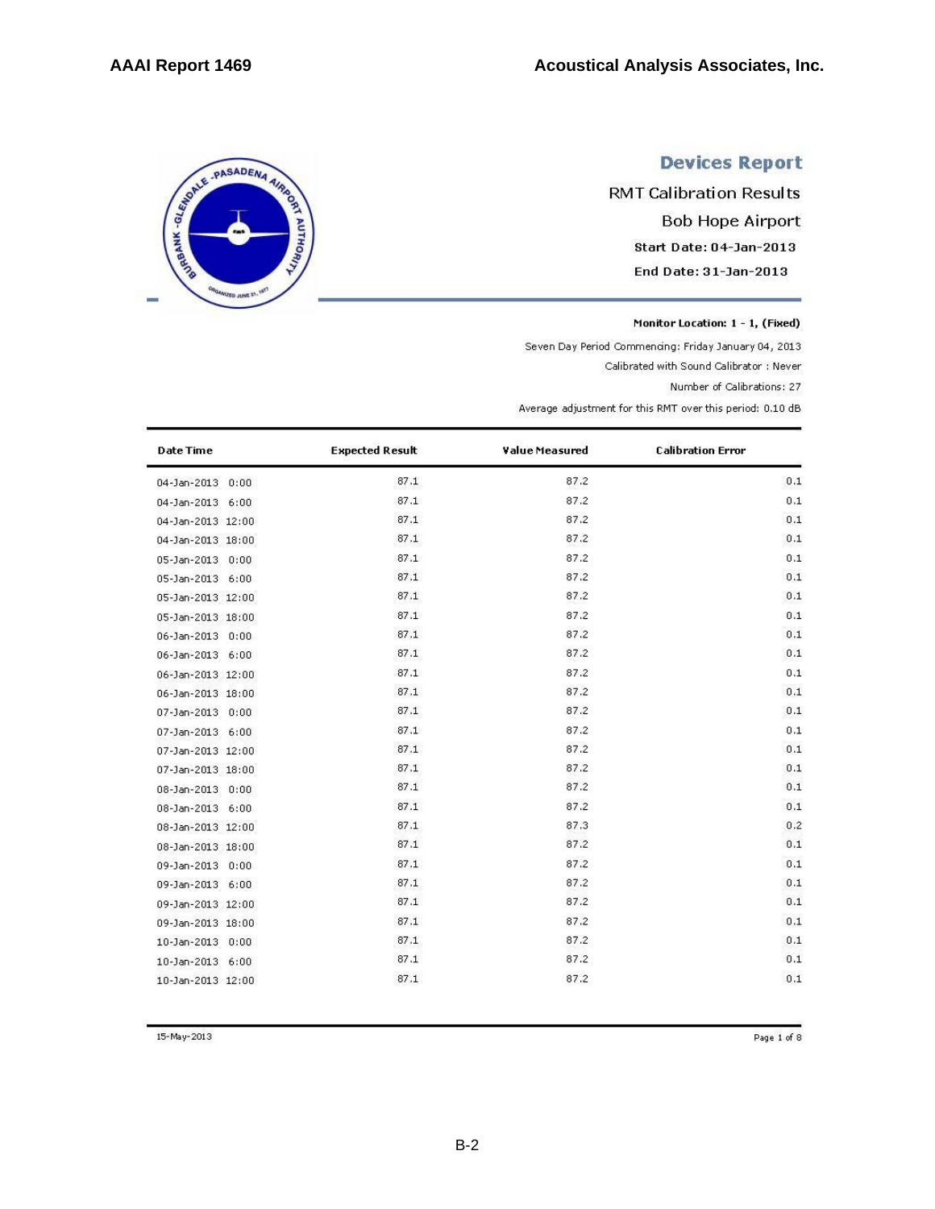## Devices Report

RMT Calibration Results

Bob Hope Airport

Start Date: 04-Jan-2013

End Date: 31-Jan-2013

**Monitor Location: 1 - 1, (Fixed)**

Seven Day Period Commencing: Friday January 04, 2013

Calibrated with Sound Calibrator : Never

Number of Calibrations: 27

Average adjustment for this RMT over this period: 0.10 dB

| Date Time | Expected Result | Value Measured | Calibration Error |
|---|---|---|---|
| 04-Jan-2013 0:00 | 87.1 | 87.2 | 0.1 |
| 04-Jan-2013 6:00 | 87.1 | 87.2 | 0.1 |
| 04-Jan-2013 12:00 | 87.1 | 87.2 | 0.1 |
| 04-Jan-2013 18:00 | 87.1 | 87.2 | 0.1 |
| 05-Jan-2013 0:00 | 87.1 | 87.2 | 0.1 |
| 05-Jan-2013 6:00 | 87.1 | 87.2 | 0.1 |
| 05-Jan-2013 12:00 | 87.1 | 87.2 | 0.1 |
| 05-Jan-2013 18:00 | 87.1 | 87.2 | 0.1 |
| 06-Jan-2013 0:00 | 87.1 | 87.2 | 0.1 |
| 06-Jan-2013 6:00 | 87.1 | 87.2 | 0.1 |
| 06-Jan-2013 12:00 | 87.1 | 87.2 | 0.1 |
| 06-Jan-2013 18:00 | 87.1 | 87.2 | 0.1 |
| 07-Jan-2013 0:00 | 87.1 | 87.2 | 0.1 |
| 07-Jan-2013 6:00 | 87.1 | 87.2 | 0.1 |
| 07-Jan-2013 12:00 | 87.1 | 87.2 | 0.1 |
| 07-Jan-2013 18:00 | 87.1 | 87.2 | 0.1 |
| 08-Jan-2013 0:00 | 87.1 | 87.2 | 0.1 |
| 08-Jan-2013 6:00 | 87.1 | 87.2 | 0.1 |
| 08-Jan-2013 12:00 | 87.1 | 87.3 | 0.2 |
| 08-Jan-2013 18:00 | 87.1 | 87.2 | 0.1 |
| 09-Jan-2013 0:00 | 87.1 | 87.2 | 0.1 |
| 09-Jan-2013 6:00 | 87.1 | 87.2 | 0.1 |
| 09-Jan-2013 12:00 | 87.1 | 87.2 | 0.1 |
| 09-Jan-2013 18:00 | 87.1 | 87.2 | 0.1 |
| 10-Jan-2013 0:00 | 87.1 | 87.2 | 0.1 |
| 10-Jan-2013 6:00 | 87.1 | 87.2 | 0.1 |
| 10-Jan-2013 12:00 | 87.1 | 87.2 | 0.1 |

15-May-2013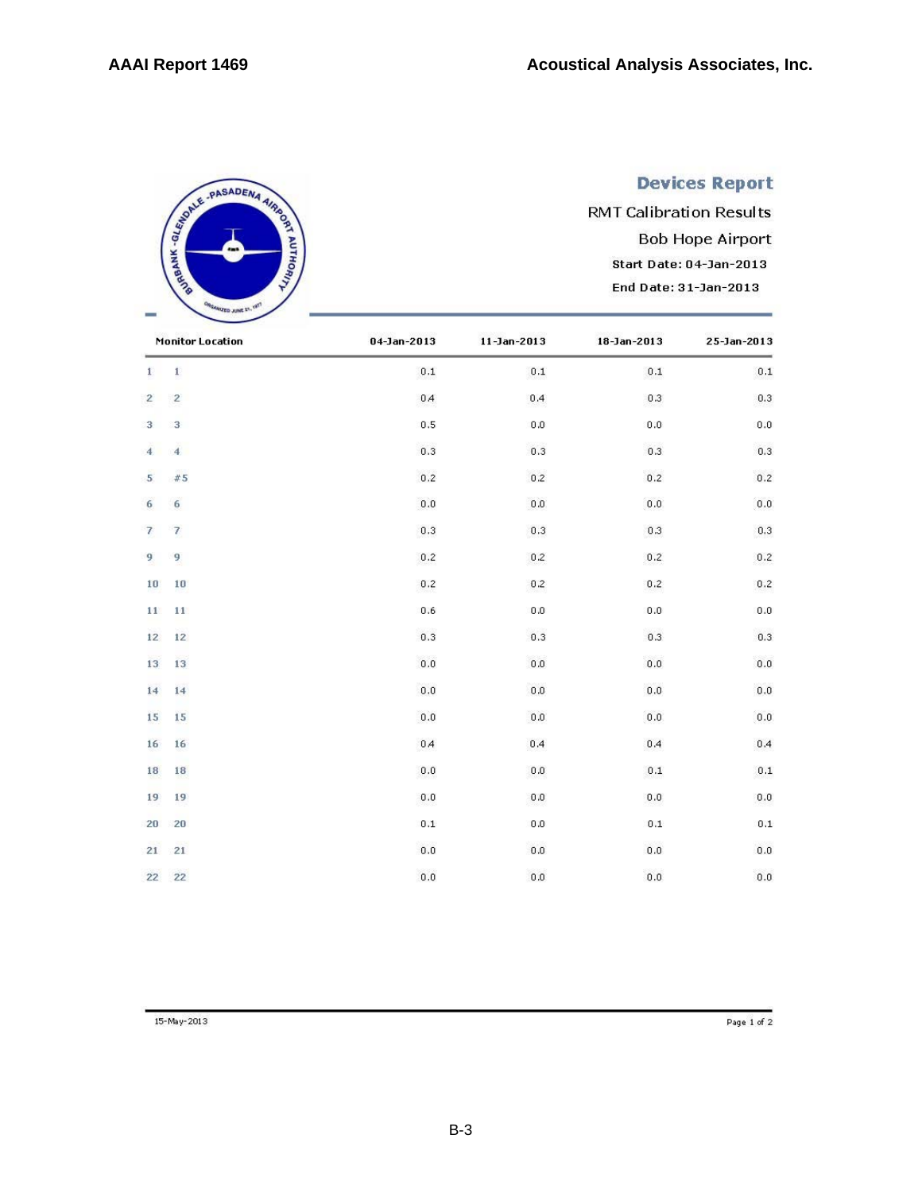## Devices Report

RMT Calibration Results

Bob Hope Airport

Start Date: 04-Jan-2013

End Date: 31-Jan-2013

| | Monitor Location | 04-Jan-2013 | 11-Jan-2013 | 18-Jan-2013 | 25-Jan-2013 |
|---|---|---|---|---|---|
| 1 | 1 | 0.1 | 0.1 | 0.1 | 0.1 |
| 2 | 2 | 0.4 | 0.4 | 0.3 | 0.3 |
| 3 | 3 | 0.5 | 0.0 | 0.0 | 0.0 |
| 4 | 4 | 0.3 | 0.3 | 0.3 | 0.3 |
| 5 | #5 | 0.2 | 0.2 | 0.2 | 0.2 |
| 6 | 6 | 0.0 | 0.0 | 0.0 | 0.0 |
| 7 | 7 | 0.3 | 0.3 | 0.3 | 0.3 |
| 9 | 9 | 0.2 | 0.2 | 0.2 | 0.2 |
| 10 | 10 | 0.2 | 0.2 | 0.2 | 0.2 |
| 11 | 11 | 0.6 | 0.0 | 0.0 | 0.0 |
| 12 | 12 | 0.3 | 0.3 | 0.3 | 0.3 |
| 13 | 13 | 0.0 | 0.0 | 0.0 | 0.0 |
| 14 | 14 | 0.0 | 0.0 | 0.0 | 0.0 |
| 15 | 15 | 0.0 | 0.0 | 0.0 | 0.0 |
| 16 | 16 | 0.4 | 0.4 | 0.4 | 0.4 |
| 18 | 18 | 0.0 | 0.0 | 0.1 | 0.1 |
| 19 | 19 | 0.0 | 0.0 | 0.0 | 0.0 |
| 20 | 20 | 0.1 | 0.0 | 0.1 | 0.1 |
| 21 | 21 | 0.0 | 0.0 | 0.0 | 0.0 |
| 22 | 22 | 0.0 | 0.0 | 0.0 | 0.0 |

15-May-2013